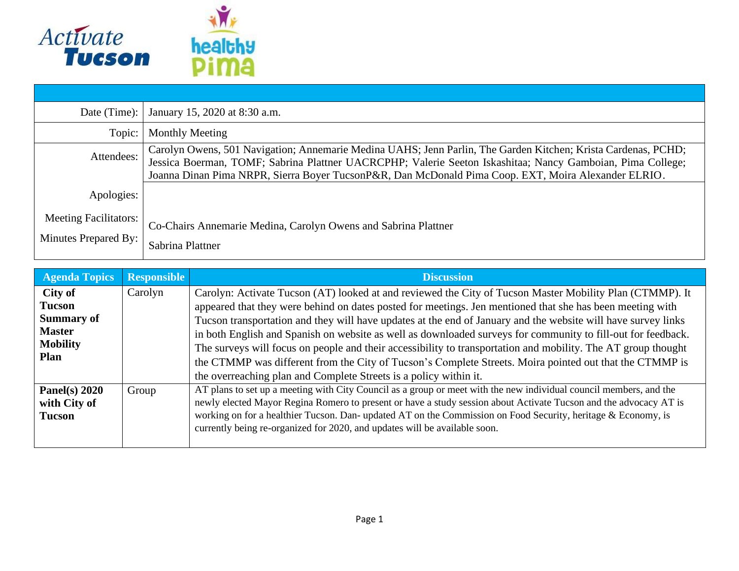| | |
|---|---|
| Date (Time): | January 15, 2020 at 8:30 a.m. |
| Topic: | Monthly Meeting |
| Attendees: | Carolyn Owens, 501 Navigation; Annemarie Medina UAHS; Jenn Parlin, The Garden Kitchen; Krista Cardenas, PCHD; Jessica Boerman, TOMF; Sabrina Plattner UACRCPHP; Valerie Seeton Iskashitaa; Nancy Gamboian, Pima College; Joanna Dinan Pima NRPR, Sierra Boyer TucsonP&R, Dan McDonald Pima Coop. EXT, Moira Alexander ELRIO. |
| Apologies: | |
| Meeting Facilitators: | Co-Chairs Annemarie Medina, Carolyn Owens and Sabrina Plattner |
| Minutes Prepared By: | Sabrina Plattner |

| Agenda Topics | Responsible | Discussion |
|---|---|---|
| **City of Tucson Summary of Master Mobility Plan** | Carolyn | Carolyn: Activate Tucson (AT) looked at and reviewed the City of Tucson Master Mobility Plan (CTMMP). It appeared that they were behind on dates posted for meetings. Jen mentioned that she has been meeting with Tucson transportation and they will have updates at the end of January and the website will have survey links in both English and Spanish on website as well as downloaded surveys for community to fill-out for feedback. The surveys will focus on people and their accessibility to transportation and mobility. The AT group thought the CTMMP was different from the City of Tucson's Complete Streets. Moira pointed out that the CTMMP is the overreaching plan and Complete Streets is a policy within it. |
| **Panel(s) 2020 with City of Tucson** | Group | AT plans to set up a meeting with City Council as a group or meet with the new individual council members, and the newly elected Mayor Regina Romero to present or have a study session about Activate Tucson and the advocacy AT is working on for a healthier Tucson. Dan- updated AT on the Commission on Food Security, heritage & Economy, is currently being re-organized for 2020, and updates will be available soon. |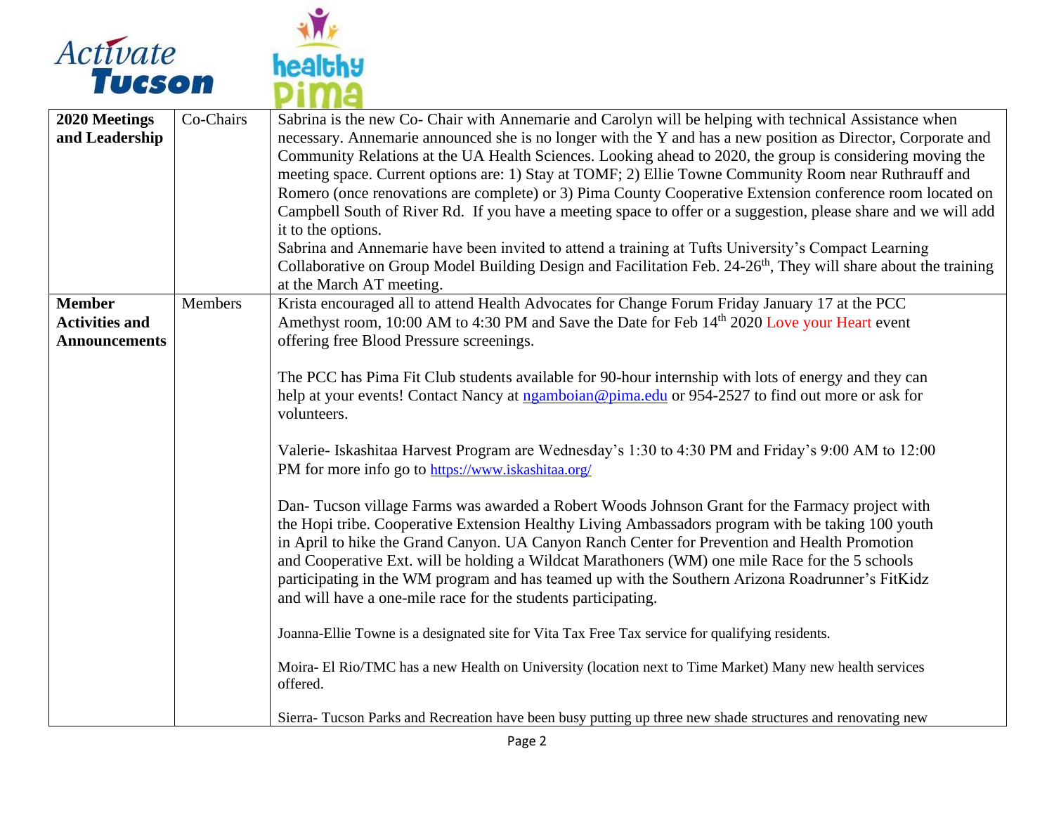| 2020 Meetings and Leadership | Co-Chairs | Sabrina is the new Co- Chair with Annemarie and Carolyn will be helping with technical Assistance when necessary. Annemarie announced she is no longer with the Y and has a new position as Director, Corporate and Community Relations at the UA Health Sciences. Looking ahead to 2020, the group is considering moving the meeting space. Current options are: 1) Stay at TOMF; 2) Ellie Towne Community Room near Ruthrauff and Romero (once renovations are complete) or 3) Pima County Cooperative Extension conference room located on Campbell South of River Rd. If you have a meeting space to offer or a suggestion, please share and we will add it to the options.<br>Sabrina and Annemarie have been invited to attend a training at Tufts University's Compact Learning Collaborative on Group Model Building Design and Facilitation Feb. 24-26th, They will share about the training at the March AT meeting. |
|---|---|---|
| **Member Activities and Announcements** | Members | Krista encouraged all to attend Health Advocates for Change Forum Friday January 17 at the PCC Amethyst room, 10:00 AM to 4:30 PM and Save the Date for Feb 14th 2020 Love your Heart event offering free Blood Pressure screenings.<br><br>The PCC has Pima Fit Club students available for 90-hour internship with lots of energy and they can help at your events! Contact Nancy at ngamboian@pima.edu or 954-2527 to find out more or ask for volunteers.<br><br>Valerie- Iskashitaa Harvest Program are Wednesday's 1:30 to 4:30 PM and Friday's 9:00 AM to 12:00 PM for more info go to https://www.iskashitaa.org/<br><br>Dan- Tucson village Farms was awarded a Robert Woods Johnson Grant for the Farmacy project with the Hopi tribe. Cooperative Extension Healthy Living Ambassadors program with be taking 100 youth in April to hike the Grand Canyon. UA Canyon Ranch Center for Prevention and Health Promotion and Cooperative Ext. will be holding a Wildcat Marathoners (WM) one mile Race for the 5 schools participating in the WM program and has teamed up with the Southern Arizona Roadrunner's FitKidz and will have a one-mile race for the students participating.<br><br>Joanna-Ellie Towne is a designated site for Vita Tax Free Tax service for qualifying residents.<br><br>Moira- El Rio/TMC has a new Health on University (location next to Time Market) Many new health services offered.<br><br>Sierra- Tucson Parks and Recreation have been busy putting up three new shade structures and renovating new |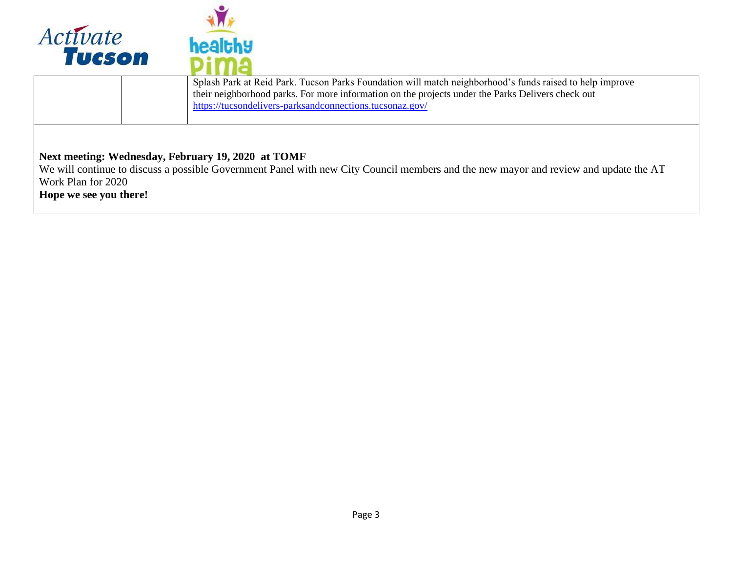|  |  | Splash Park at Reid Park. Tucson Parks Foundation will match neighborhood's funds raised to help improve their neighborhood parks. For more information on the projects under the Parks Delivers check out https://tucsondelivers-parksandconnections.tucsonaz.gov/ |
|---|---|---|

**Next meeting: Wednesday, February 19, 2020 at TOMF**

We will continue to discuss a possible Government Panel with new City Council members and the new mayor and review and update the AT Work Plan for 2020

**Hope we see you there!**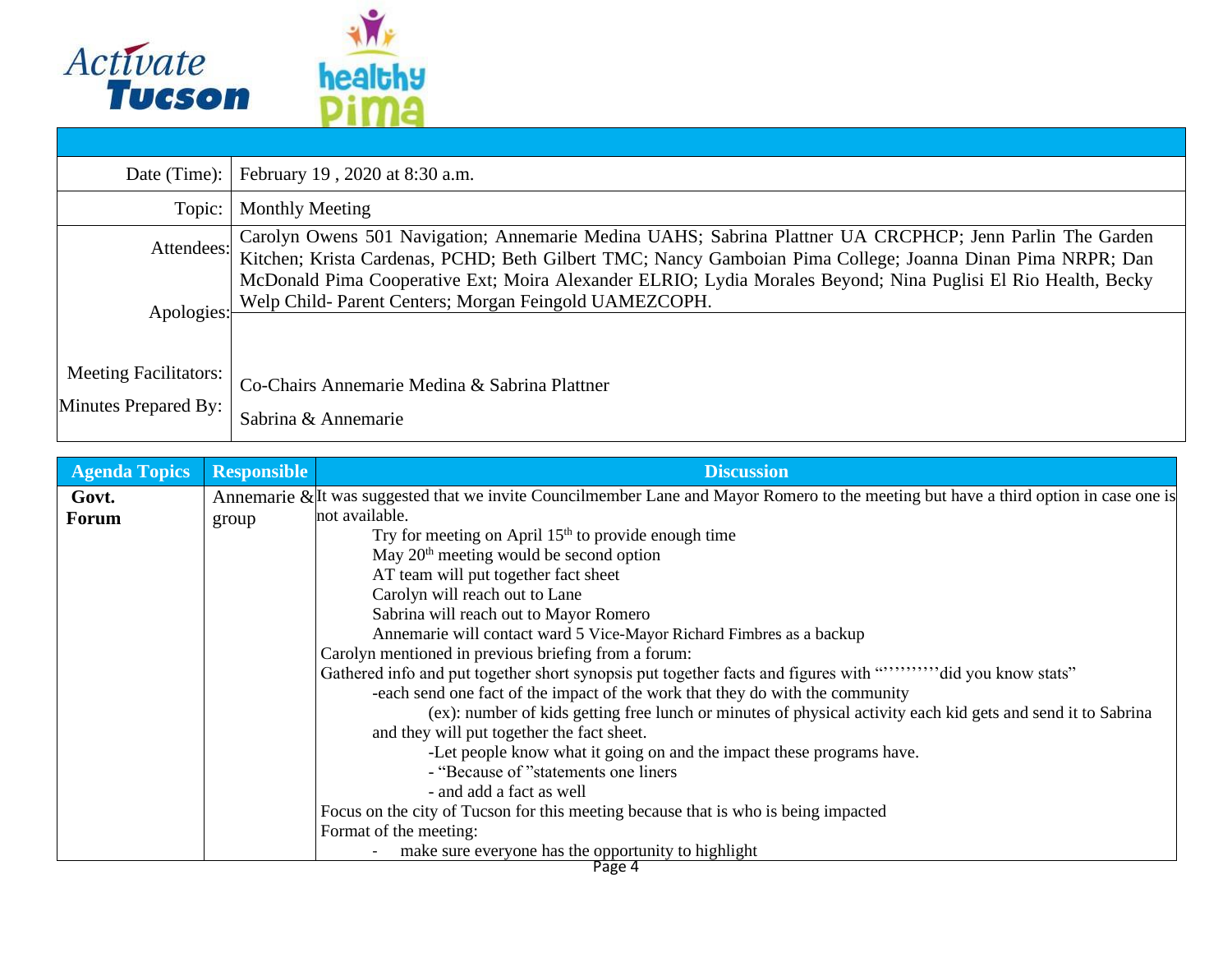Activate Tucson | healthy Pima

| | |
|---|---|
| Date (Time): | February 19 , 2020 at 8:30 a.m. |
| Topic: | Monthly Meeting |
| Attendees: | Carolyn Owens 501 Navigation; Annemarie Medina UAHS; Sabrina Plattner UA CRCPHCP; Jenn Parlin The Garden Kitchen; Krista Cardenas, PCHD; Beth Gilbert TMC; Nancy Gamboian Pima College; Joanna Dinan Pima NRPR; Dan McDonald Pima Cooperative Ext; Moira Alexander ELRIO; Lydia Morales Beyond; Nina Puglisi El Rio Health, Becky Welp Child- Parent Centers; Morgan Feingold UAMEZCOPH. |
| Apologies: | |
| Meeting Facilitators: | Co-Chairs Annemarie Medina & Sabrina Plattner |
| Minutes Prepared By: | Sabrina & Annemarie |

| Agenda Topics | Responsible | Discussion |
|---|---|---|
| **Govt. Forum** | Annemarie & group | It was suggested that we invite Councilmember Lane and Mayor Romero to the meeting but have a third option in case one is not available.<br>Try for meeting on April 15th to provide enough time<br>May 20th meeting would be second option<br>AT team will put together fact sheet<br>Carolyn will reach out to Lane<br>Sabrina will reach out to Mayor Romero<br>Annemarie will contact ward 5 Vice-Mayor Richard Fimbres as a backup<br>Carolyn mentioned in previous briefing from a forum:<br>Gathered info and put together short synopsis put together facts and figures with “’’’’’’’’’’did you know stats”<br>-each send one fact of the impact of the work that they do with the community<br>(ex): number of kids getting free lunch or minutes of physical activity each kid gets and send it to Sabrina and they will put together the fact sheet.<br>-Let people know what it going on and the impact these programs have.<br>- “Because of ”statements one liners<br>- and add a fact as well<br>Focus on the city of Tucson for this meeting because that is who is being impacted<br>Format of the meeting:<br>- make sure everyone has the opportunity to highlight |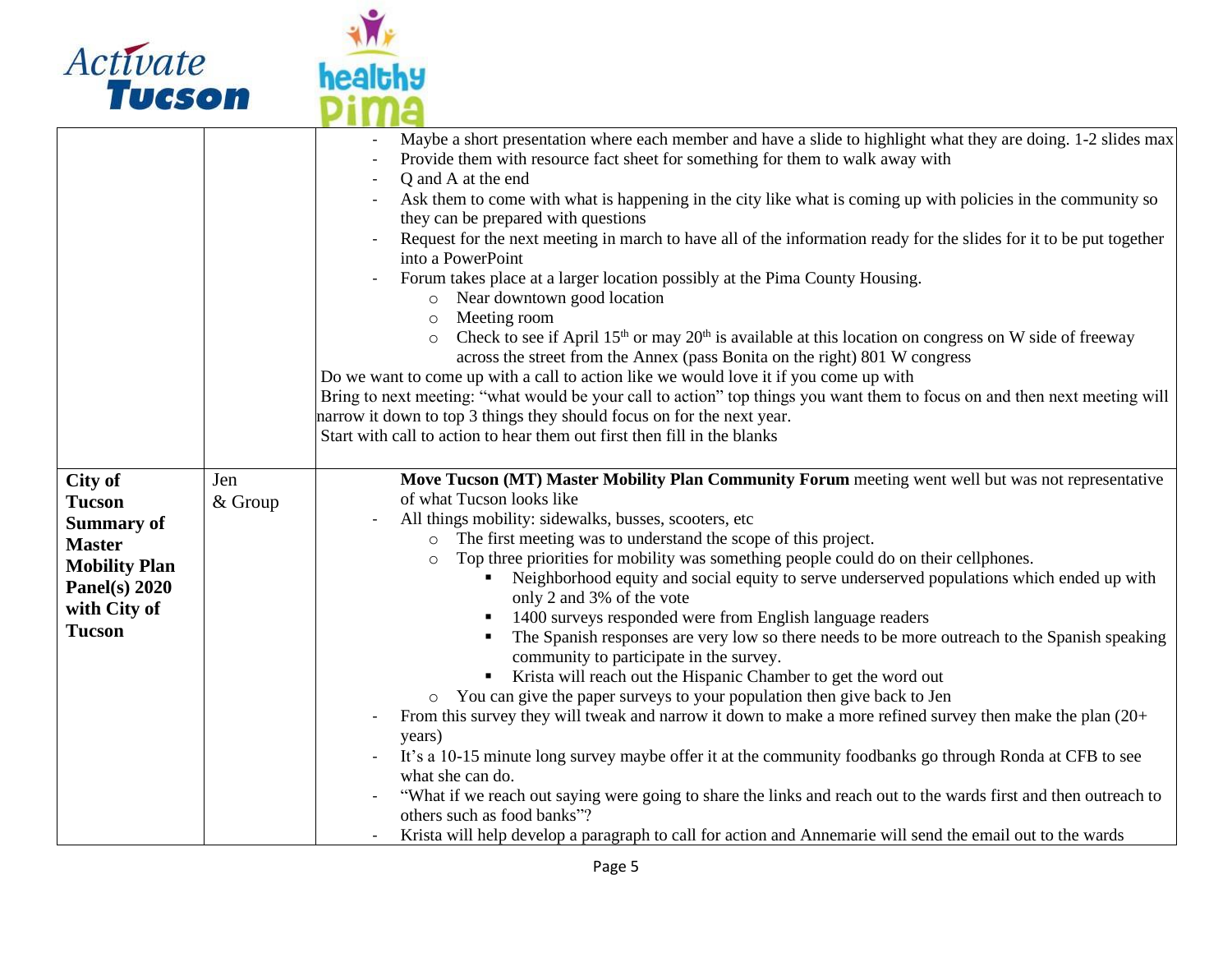| | | |
|---|---|---|
| | | - Maybe a short presentation where each member and have a slide to highlight what they are doing. 1-2 slides max<br>- Provide them with resource fact sheet for something for them to walk away with<br>- Q and A at the end<br>- Ask them to come with what is happening in the city like what is coming up with policies in the community so they can be prepared with questions<br>- Request for the next meeting in march to have all of the information ready for the slides for it to be put together into a PowerPoint<br>- Forum takes place at a larger location possibly at the Pima County Housing.<br>&nbsp;&nbsp;&nbsp;&nbsp;○ Near downtown good location<br>&nbsp;&nbsp;&nbsp;&nbsp;○ Meeting room<br>&nbsp;&nbsp;&nbsp;&nbsp;○ Check to see if April 15th or may 20th is available at this location on congress on W side of freeway across the street from the Annex (pass Bonita on the right) 801 W congress<br>Do we want to come up with a call to action like we would love it if you come up with<br>Bring to next meeting: "what would be your call to action" top things you want them to focus on and then next meeting will narrow it down to top 3 things they should focus on for the next year.<br>Start with call to action to hear them out first then fill in the blanks |
| **City of Tucson Summary of Master Mobility Plan Panel(s) 2020 with City of Tucson** | Jen & Group | **Move Tucson (MT) Master Mobility Plan Community Forum** meeting went well but was not representative of what Tucson looks like<br>- All things mobility: sidewalks, busses, scooters, etc<br>&nbsp;&nbsp;&nbsp;&nbsp;○ The first meeting was to understand the scope of this project.<br>&nbsp;&nbsp;&nbsp;&nbsp;○ Top three priorities for mobility was something people could do on their cellphones.<br>&nbsp;&nbsp;&nbsp;&nbsp;&nbsp;&nbsp;&nbsp;&nbsp;▪ Neighborhood equity and social equity to serve underserved populations which ended up with only 2 and 3% of the vote<br>&nbsp;&nbsp;&nbsp;&nbsp;&nbsp;&nbsp;&nbsp;&nbsp;▪ 1400 surveys responded were from English language readers<br>&nbsp;&nbsp;&nbsp;&nbsp;&nbsp;&nbsp;&nbsp;&nbsp;▪ The Spanish responses are very low so there needs to be more outreach to the Spanish speaking community to participate in the survey.<br>&nbsp;&nbsp;&nbsp;&nbsp;&nbsp;&nbsp;&nbsp;&nbsp;▪ Krista will reach out the Hispanic Chamber to get the word out<br>&nbsp;&nbsp;&nbsp;&nbsp;○ You can give the paper surveys to your population then give back to Jen<br>- From this survey they will tweak and narrow it down to make a more refined survey then make the plan (20+ years)<br>- It's a 10-15 minute long survey maybe offer it at the community foodbanks go through Ronda at CFB to see what she can do.<br>- "What if we reach out saying were going to share the links and reach out to the wards first and then outreach to others such as food banks"?<br>- Krista will help develop a paragraph to call for action and Annemarie will send the email out to the wards |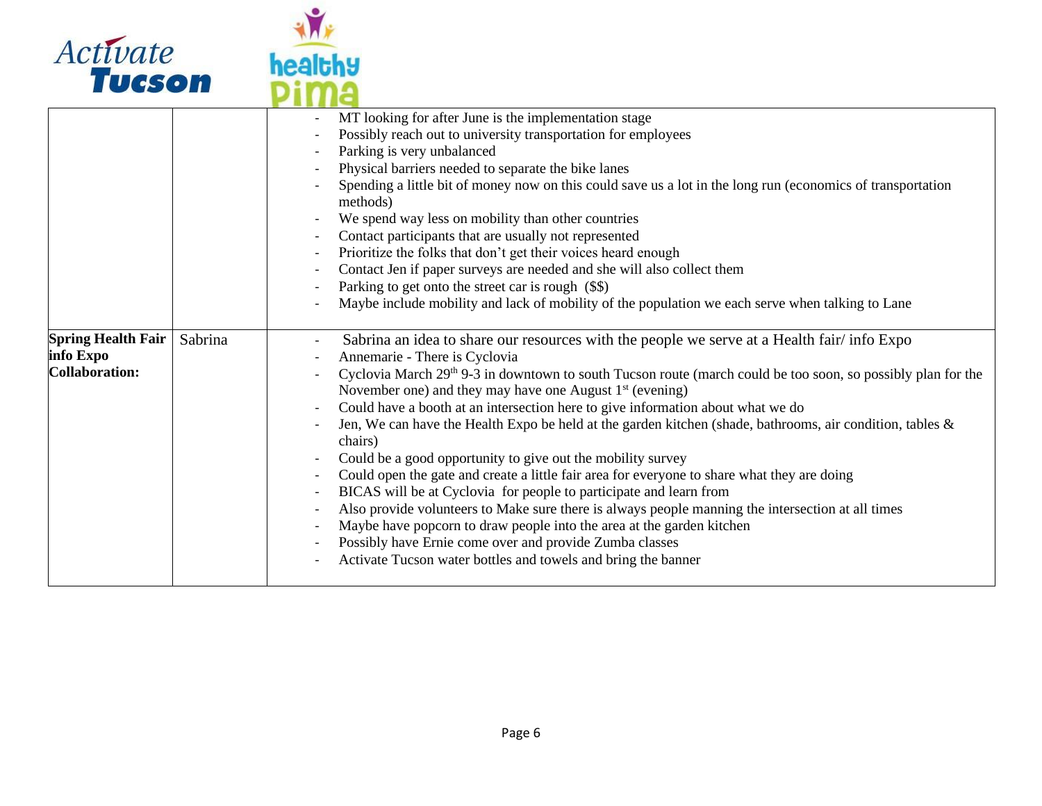| | | |
|---|---|---|
| | | - MT looking for after June is the implementation stage<br>- Possibly reach out to university transportation for employees<br>- Parking is very unbalanced<br>- Physical barriers needed to separate the bike lanes<br>- Spending a little bit of money now on this could save us a lot in the long run (economics of transportation methods)<br>- We spend way less on mobility than other countries<br>- Contact participants that are usually not represented<br>- Prioritize the folks that don't get their voices heard enough<br>- Contact Jen if paper surveys are needed and she will also collect them<br>- Parking to get onto the street car is rough ($$)<br>- Maybe include mobility and lack of mobility of the population we each serve when talking to Lane |
| **Spring Health Fair info Expo Collaboration:** | Sabrina | - Sabrina an idea to share our resources with the people we serve at a Health fair/ info Expo<br>- Annemarie - There is Cyclovia<br>- Cyclovia March 29th 9-3 in downtown to south Tucson route (march could be too soon, so possibly plan for the November one) and they may have one August 1st (evening)<br>- Could have a booth at an intersection here to give information about what we do<br>- Jen, We can have the Health Expo be held at the garden kitchen (shade, bathrooms, air condition, tables & chairs)<br>- Could be a good opportunity to give out the mobility survey<br>- Could open the gate and create a little fair area for everyone to share what they are doing<br>- BICAS will be at Cyclovia for people to participate and learn from<br>- Also provide volunteers to Make sure there is always people manning the intersection at all times<br>- Maybe have popcorn to draw people into the area at the garden kitchen<br>- Possibly have Ernie come over and provide Zumba classes<br>- Activate Tucson water bottles and towels and bring the banner |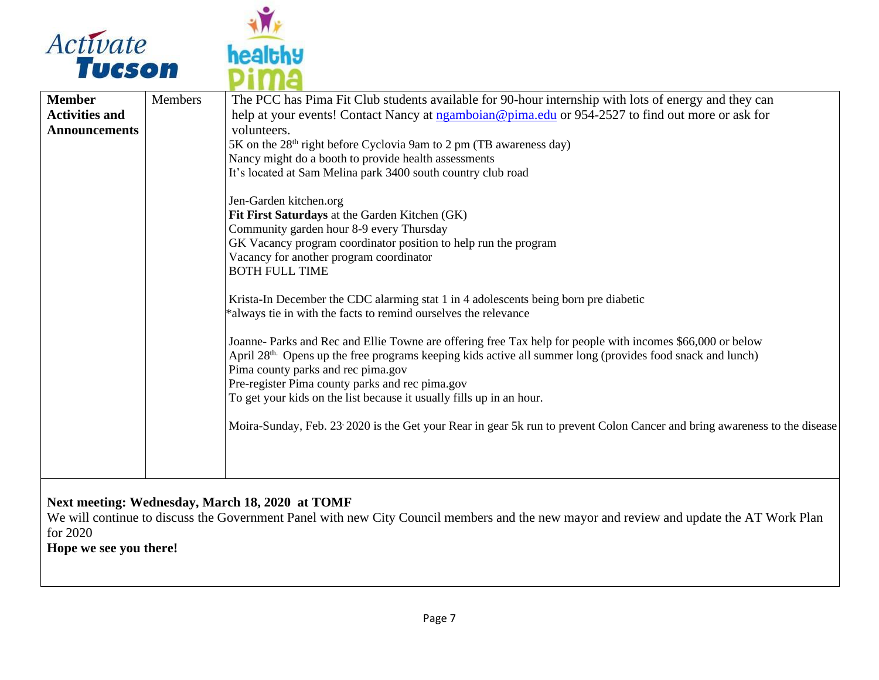Activate Tucson | healthy Pima

| Member Activities and Announcements | Members | The PCC has Pima Fit Club students available for 90-hour internship with lots of energy and they can help at your events! Contact Nancy at [ngamboian@pima.edu](mailto:ngamboian@pima.edu) or 954-2527 to find out more or ask for volunteers.<br>5K on the 28th right before Cyclovia 9am to 2 pm (TB awareness day)<br>Nancy might do a booth to provide health assessments<br>It's located at Sam Melina park 3400 south country club road<br><br>Jen-Garden kitchen.org<br>**Fit First Saturdays** at the Garden Kitchen (GK)<br>Community garden hour 8-9 every Thursday<br>GK Vacancy program coordinator position to help run the program<br>Vacancy for another program coordinator<br>BOTH FULL TIME<br><br>Krista-In December the CDC alarming stat 1 in 4 adolescents being born pre diabetic<br>*always tie in with the facts to remind ourselves the relevance<br><br>Joanne- Parks and Rec and Ellie Towne are offering free Tax help for people with incomes $66,000 or below<br>April 28th. Opens up the free programs keeping kids active all summer long (provides food snack and lunch)<br>Pima county parks and rec pima.gov<br>Pre-register Pima county parks and rec pima.gov<br>To get your kids on the list because it usually fills up in an hour.<br><br>Moira-Sunday, Feb. 23, 2020 is the Get your Rear in gear 5k run to prevent Colon Cancer and bring awareness to the disease |
|---|---|---|

**Next meeting: Wednesday, March 18, 2020 at TOMF**

We will continue to discuss the Government Panel with new City Council members and the new mayor and review and update the AT Work Plan for 2020

**Hope we see you there!**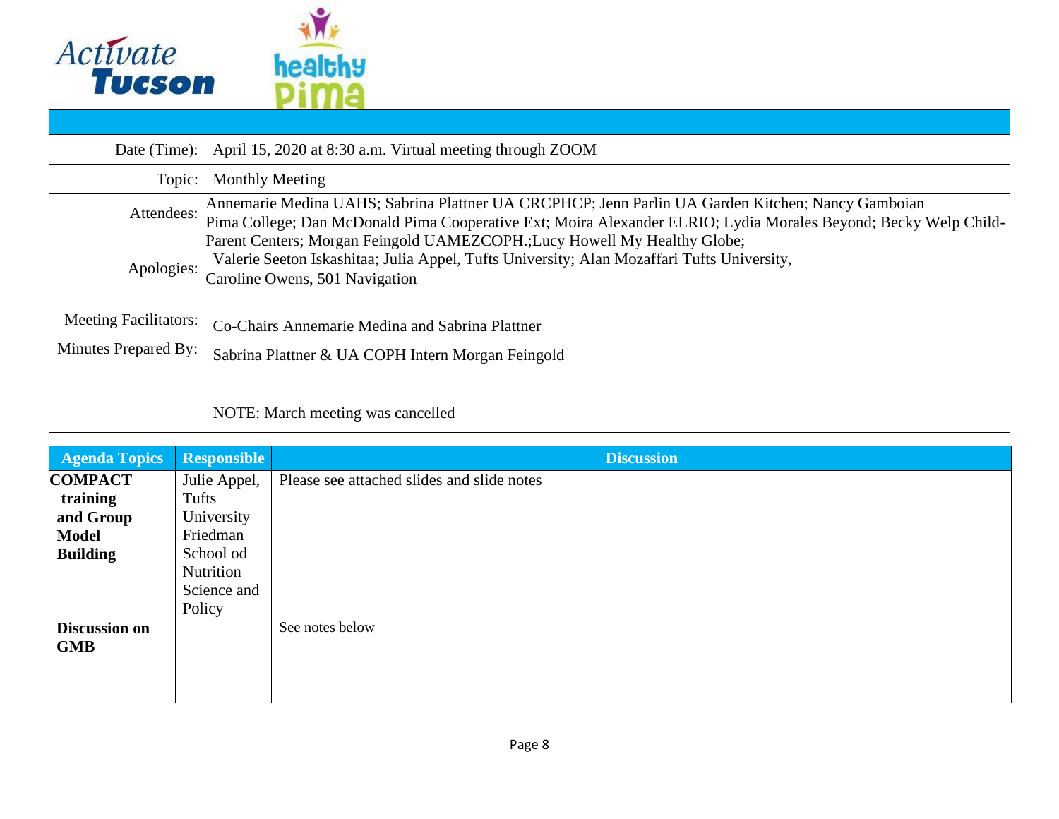| | |
|---|---|
| Date (Time): | April 15, 2020 at 8:30 a.m. Virtual meeting through ZOOM |
| Topic: | Monthly Meeting |
| Attendees: | Annemarie Medina UAHS; Sabrina Plattner UA CRCPHCP; Jenn Parlin UA Garden Kitchen; Nancy Gamboian Pima College; Dan McDonald Pima Cooperative Ext; Moira Alexander ELRIO; Lydia Morales Beyond; Becky Welp Child-Parent Centers; Morgan Feingold UAMEZCOPH.;Lucy Howell My Healthy Globe; Valerie Seeton Iskashitaa; Julia Appel, Tufts University; Alan Mozaffari Tufts University, |
| Apologies: | Caroline Owens, 501 Navigation |
| Meeting Facilitators: | Co-Chairs Annemarie Medina and Sabrina Plattner |
| Minutes Prepared By: | Sabrina Plattner & UA COPH Intern Morgan Feingold<br><br>NOTE: March meeting was cancelled |

| Agenda Topics | Responsible | Discussion |
|---|---|---|
| **COMPACT training and Group Model Building** | Julie Appel, Tufts University Friedman School od Nutrition Science and Policy | Please see attached slides and slide notes |
| **Discussion on GMB** | | See notes below |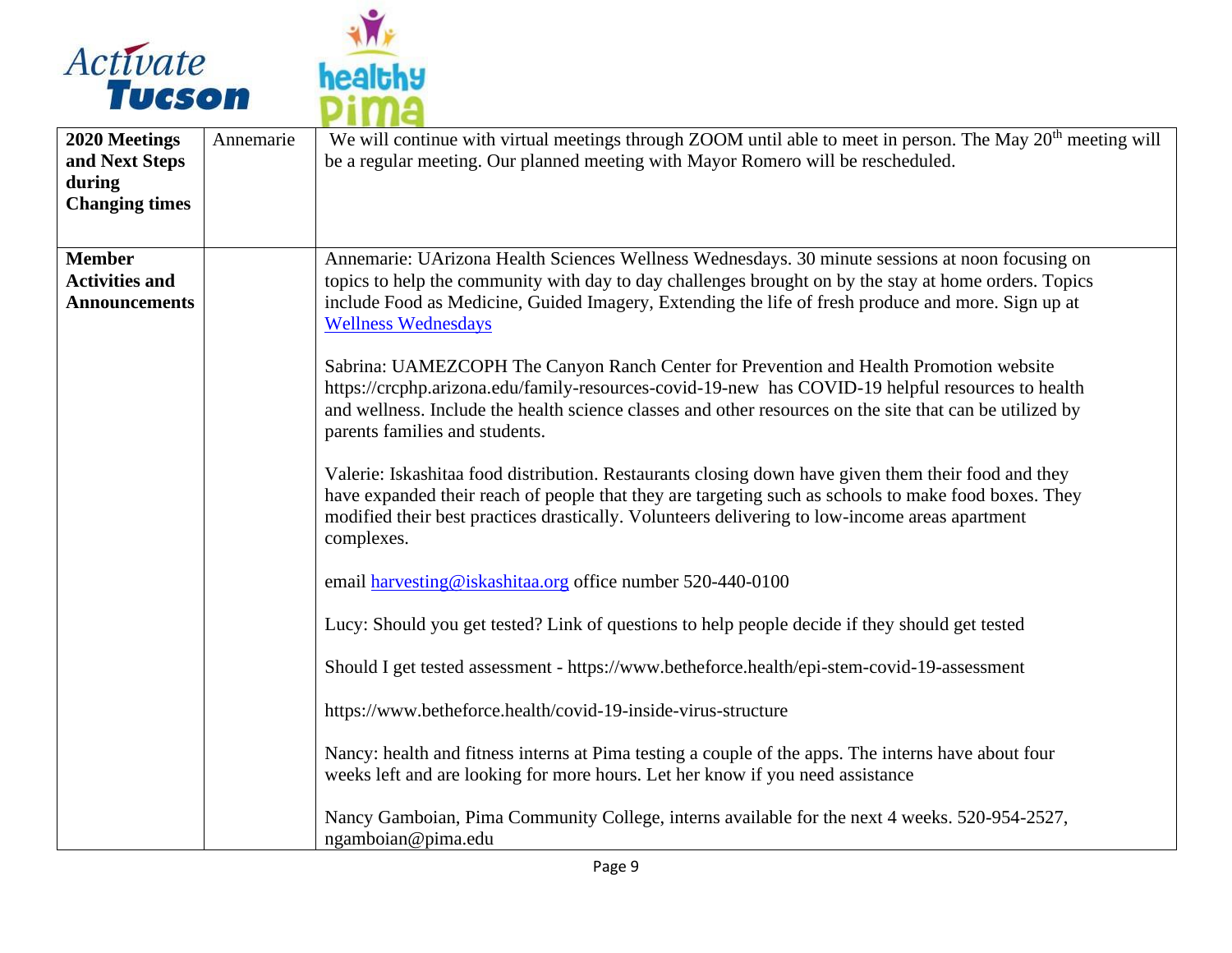| 2020 Meetings and Next Steps during Changing times | Annemarie | We will continue with virtual meetings through ZOOM until able to meet in person. The May 20th meeting will be a regular meeting. Our planned meeting with Mayor Romero will be rescheduled. |
|---|---|---|
| **Member Activities and Announcements** | | Annemarie: UArizona Health Sciences Wellness Wednesdays. 30 minute sessions at noon focusing on topics to help the community with day to day challenges brought on by the stay at home orders. Topics include Food as Medicine, Guided Imagery, Extending the life of fresh produce and more. Sign up at Wellness Wednesdays<br><br>Sabrina: UAMEZCOPH The Canyon Ranch Center for Prevention and Health Promotion website https://crcphp.arizona.edu/family-resources-covid-19-new has COVID-19 helpful resources to health and wellness. Include the health science classes and other resources on the site that can be utilized by parents families and students.<br><br>Valerie: Iskashitaa food distribution. Restaurants closing down have given them their food and they have expanded their reach of people that they are targeting such as schools to make food boxes. They modified their best practices drastically. Volunteers delivering to low-income areas apartment complexes.<br><br>email harvesting@iskashitaa.org office number 520-440-0100<br><br>Lucy: Should you get tested? Link of questions to help people decide if they should get tested<br><br>Should I get tested assessment - https://www.betheforce.health/epi-stem-covid-19-assessment<br><br>https://www.betheforce.health/covid-19-inside-virus-structure<br><br>Nancy: health and fitness interns at Pima testing a couple of the apps. The interns have about four weeks left and are looking for more hours. Let her know if you need assistance<br><br>Nancy Gamboian, Pima Community College, interns available for the next 4 weeks. 520-954-2527, ngamboian@pima.edu |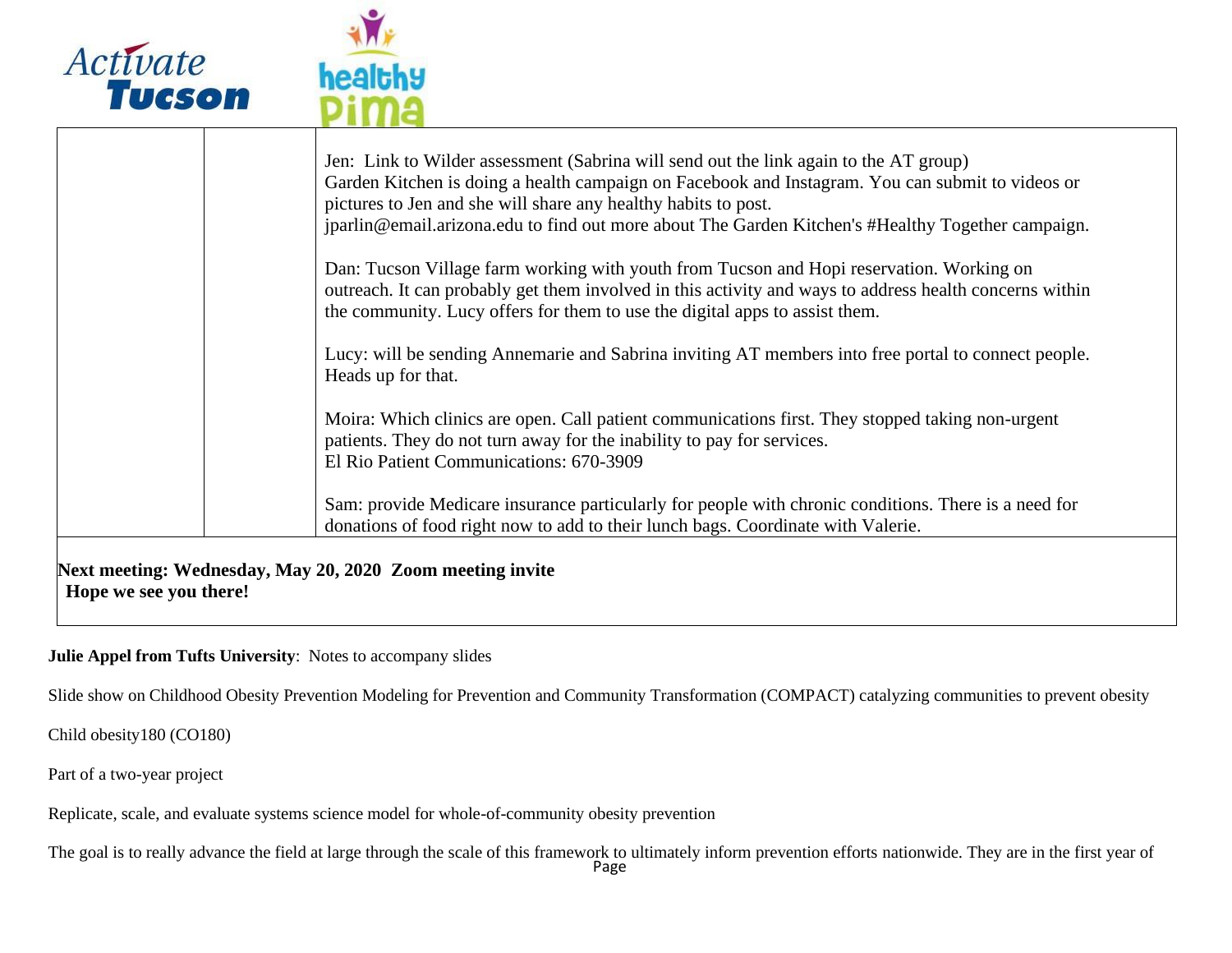| | | |
|---|---|---|
| | | Jen: Link to Wilder assessment (Sabrina will send out the link again to the AT group)<br>Garden Kitchen is doing a health campaign on Facebook and Instagram. You can submit to videos or pictures to Jen and she will share any healthy habits to post.<br>jparlin@email.arizona.edu to find out more about The Garden Kitchen's #Healthy Together campaign.<br><br>Dan: Tucson Village farm working with youth from Tucson and Hopi reservation. Working on outreach. It can probably get them involved in this activity and ways to address health concerns within the community. Lucy offers for them to use the digital apps to assist them.<br><br>Lucy: will be sending Annemarie and Sabrina inviting AT members into free portal to connect people. Heads up for that.<br><br>Moira: Which clinics are open. Call patient communications first. They stopped taking non-urgent patients. They do not turn away for the inability to pay for services.<br>El Rio Patient Communications: 670-3909<br><br>Sam: provide Medicare insurance particularly for people with chronic conditions. There is a need for donations of food right now to add to their lunch bags. Coordinate with Valerie. |

**Next meeting: Wednesday, May 20, 2020 Zoom meeting invite**
**Hope we see you there!**

**Julie Appel from Tufts University**: Notes to accompany slides

Slide show on Childhood Obesity Prevention Modeling for Prevention and Community Transformation (COMPACT) catalyzing communities to prevent obesity

Child obesity180 (CO180)

Part of a two-year project

Replicate, scale, and evaluate systems science model for whole-of-community obesity prevention

The goal is to really advance the field at large through the scale of this framework to ultimately inform prevention efforts nationwide. They are in the first year of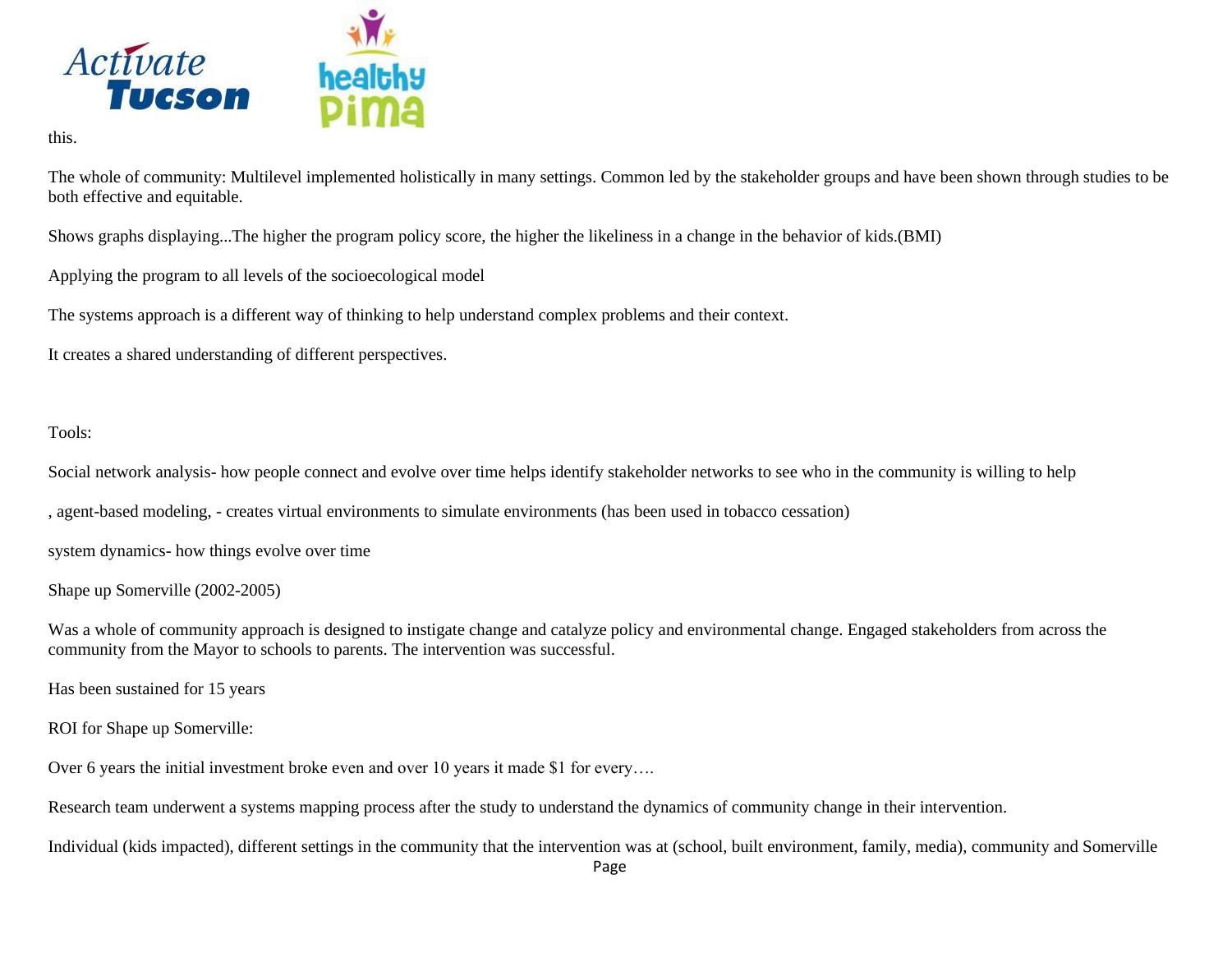this.

The whole of community: Multilevel implemented holistically in many settings. Common led by the stakeholder groups and have been shown through studies to be both effective and equitable.

Shows graphs displaying...The higher the program policy score, the higher the likeliness in a change in the behavior of kids.(BMI)

Applying the program to all levels of the socioecological model

The systems approach is a different way of thinking to help understand complex problems and their context.

It creates a shared understanding of different perspectives.

Tools:

Social network analysis- how people connect and evolve over time helps identify stakeholder networks to see who in the community is willing to help

, agent-based modeling, - creates virtual environments to simulate environments (has been used in tobacco cessation)

system dynamics- how things evolve over time

Shape up Somerville (2002-2005)

Was a whole of community approach is designed to instigate change and catalyze policy and environmental change. Engaged stakeholders from across the community from the Mayor to schools to parents. The intervention was successful.

Has been sustained for 15 years

ROI for Shape up Somerville:

Over 6 years the initial investment broke even and over 10 years it made $1 for every….

Research team underwent a systems mapping process after the study to understand the dynamics of community change in their intervention.

Individual (kids impacted), different settings in the community that the intervention was at (school, built environment, family, media), community and Somerville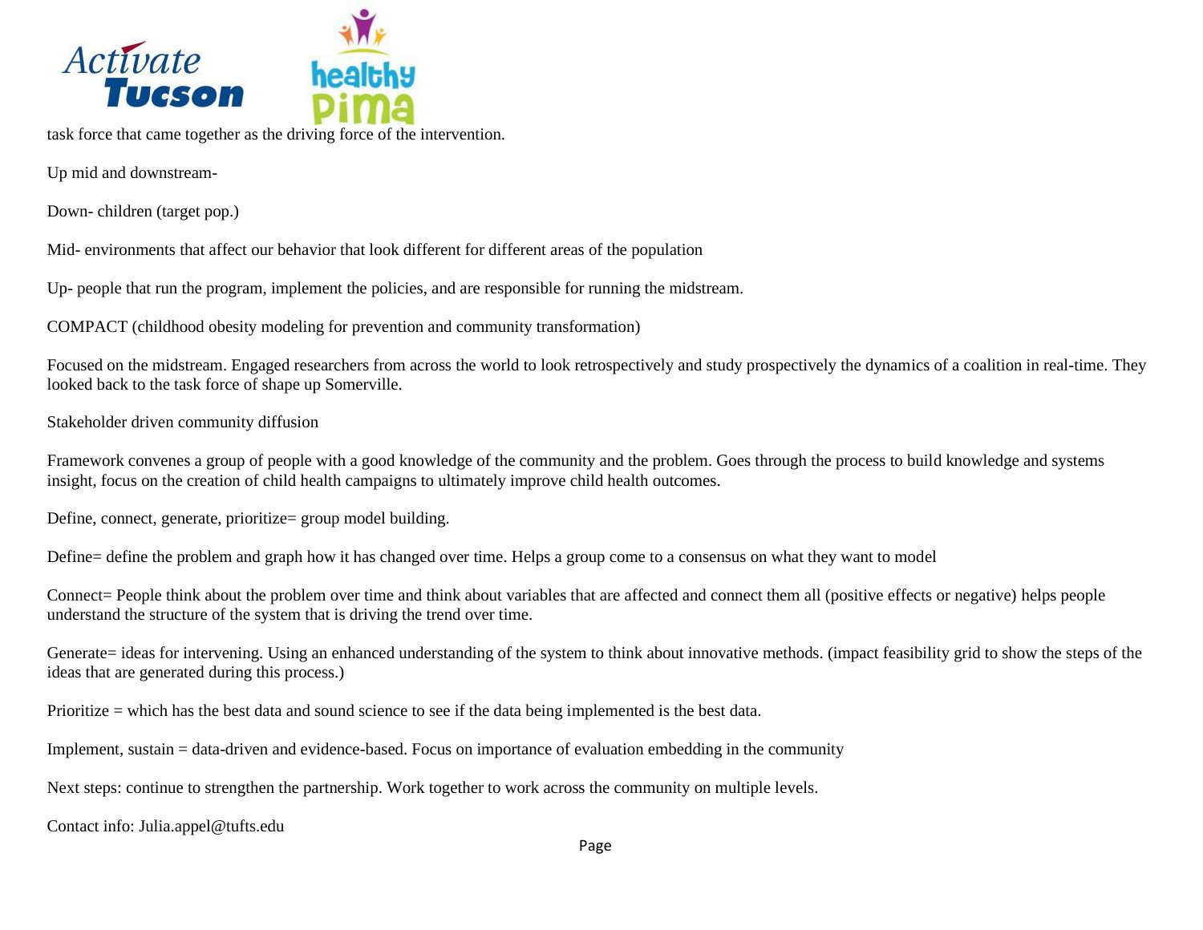task force that came together as the driving force of the intervention.

Up mid and downstream-

Down- children (target pop.)

Mid- environments that affect our behavior that look different for different areas of the population

Up- people that run the program, implement the policies, and are responsible for running the midstream.

COMPACT (childhood obesity modeling for prevention and community transformation)

Focused on the midstream. Engaged researchers from across the world to look retrospectively and study prospectively the dynamics of a coalition in real-time. They looked back to the task force of shape up Somerville.

Stakeholder driven community diffusion

Framework convenes a group of people with a good knowledge of the community and the problem. Goes through the process to build knowledge and systems insight, focus on the creation of child health campaigns to ultimately improve child health outcomes.

Define, connect, generate, prioritize= group model building.

Define= define the problem and graph how it has changed over time. Helps a group come to a consensus on what they want to model

Connect= People think about the problem over time and think about variables that are affected and connect them all (positive effects or negative) helps people understand the structure of the system that is driving the trend over time.

Generate= ideas for intervening. Using an enhanced understanding of the system to think about innovative methods. (impact feasibility grid to show the steps of the ideas that are generated during this process.)

Prioritize = which has the best data and sound science to see if the data being implemented is the best data.

Implement, sustain = data-driven and evidence-based. Focus on importance of evaluation embedding in the community

Next steps: continue to strengthen the partnership. Work together to work across the community on multiple levels.

Contact info: Julia.appel@tufts.edu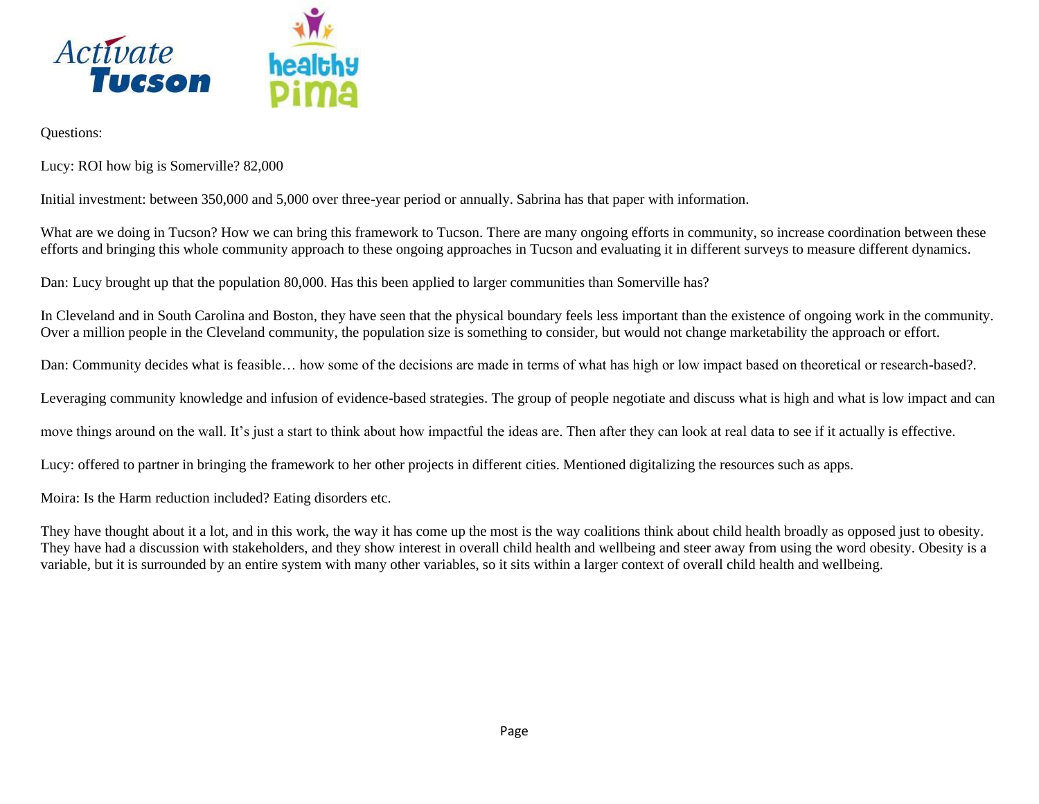Questions:

Lucy: ROI how big is Somerville? 82,000

Initial investment: between 350,000 and 5,000 over three-year period or annually. Sabrina has that paper with information.

What are we doing in Tucson? How we can bring this framework to Tucson. There are many ongoing efforts in community, so increase coordination between these efforts and bringing this whole community approach to these ongoing approaches in Tucson and evaluating it in different surveys to measure different dynamics.

Dan: Lucy brought up that the population 80,000. Has this been applied to larger communities than Somerville has?

In Cleveland and in South Carolina and Boston, they have seen that the physical boundary feels less important than the existence of ongoing work in the community. Over a million people in the Cleveland community, the population size is something to consider, but would not change marketability the approach or effort.

Dan: Community decides what is feasible… how some of the decisions are made in terms of what has high or low impact based on theoretical or research-based?.

Leveraging community knowledge and infusion of evidence-based strategies. The group of people negotiate and discuss what is high and what is low impact and can move things around on the wall. It's just a start to think about how impactful the ideas are. Then after they can look at real data to see if it actually is effective.

Lucy: offered to partner in bringing the framework to her other projects in different cities. Mentioned digitalizing the resources such as apps.

Moira: Is the Harm reduction included? Eating disorders etc.

They have thought about it a lot, and in this work, the way it has come up the most is the way coalitions think about child health broadly as opposed just to obesity. They have had a discussion with stakeholders, and they show interest in overall child health and wellbeing and steer away from using the word obesity. Obesity is a variable, but it is surrounded by an entire system with many other variables, so it sits within a larger context of overall child health and wellbeing.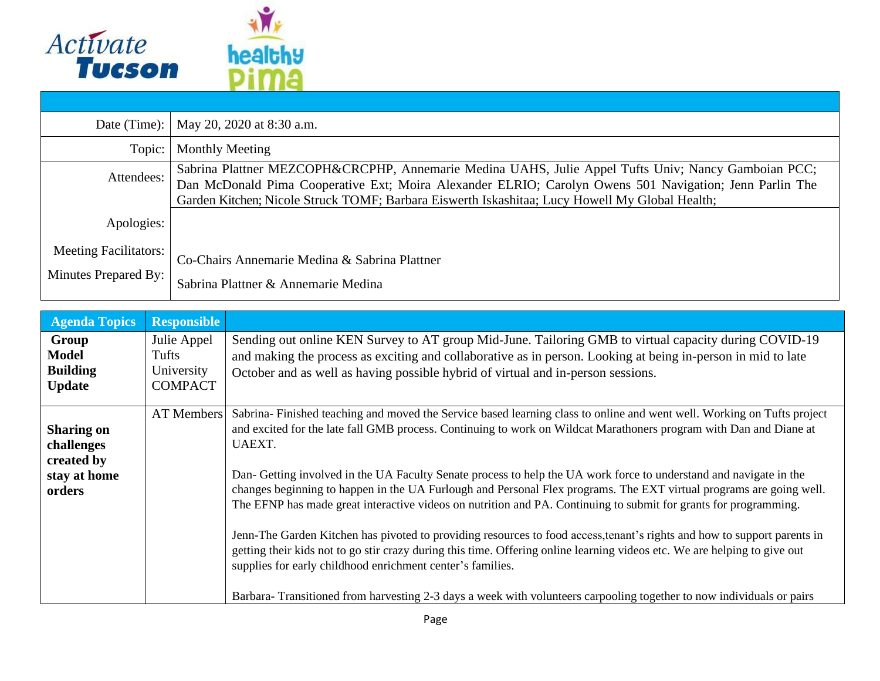Activate Tucson | healthy Pima

| | |
|---|---|
| Date (Time): | May 20, 2020 at 8:30 a.m. |
| Topic: | Monthly Meeting |
| Attendees: | Sabrina Plattner MEZCOPH&CRCPHP, Annemarie Medina UAHS, Julie Appel Tufts Univ; Nancy Gamboian PCC; Dan McDonald Pima Cooperative Ext; Moira Alexander ELRIO; Carolyn Owens 501 Navigation; Jenn Parlin The Garden Kitchen; Nicole Struck TOMF; Barbara Eisworth Iskashitaa; Lucy Howell My Global Health; |
| Apologies: | |
| Meeting Facilitators: | Co-Chairs Annemarie Medina & Sabrina Plattner |
| Minutes Prepared By: | Sabrina Plattner & Annemarie Medina |

| Agenda Topics | Responsible | |
|---|---|---|
| **Group Model Building Update** | Julie Appel Tufts University COMPACT | Sending out online KEN Survey to AT group Mid-June. Tailoring GMB to virtual capacity during COVID-19 and making the process as exciting and collaborative as in person. Looking at being in-person in mid to late October and as well as having possible hybrid of virtual and in-person sessions. |
| **Sharing on challenges created by stay at home orders** | AT Members | Sabrina- Finished teaching and moved the Service based learning class to online and went well. Working on Tufts project and excited for the late fall GMB process. Continuing to work on Wildcat Marathoners program with Dan and Diane at UAEXT.<br><br>Dan- Getting involved in the UA Faculty Senate process to help the UA work force to understand and navigate in the changes beginning to happen in the UA Furlough and Personal Flex programs. The EXT virtual programs are going well. The EFNP has made great interactive videos on nutrition and PA. Continuing to submit for grants for programming.<br><br>Jenn-The Garden Kitchen has pivoted to providing resources to food access,tenant's rights and how to support parents in getting their kids not to go stir crazy during this time. Offering online learning videos etc. We are helping to give out supplies for early childhood enrichment center's families.<br><br>Barbara- Transitioned from harvesting 2-3 days a week with volunteers carpooling together to now individuals or pairs |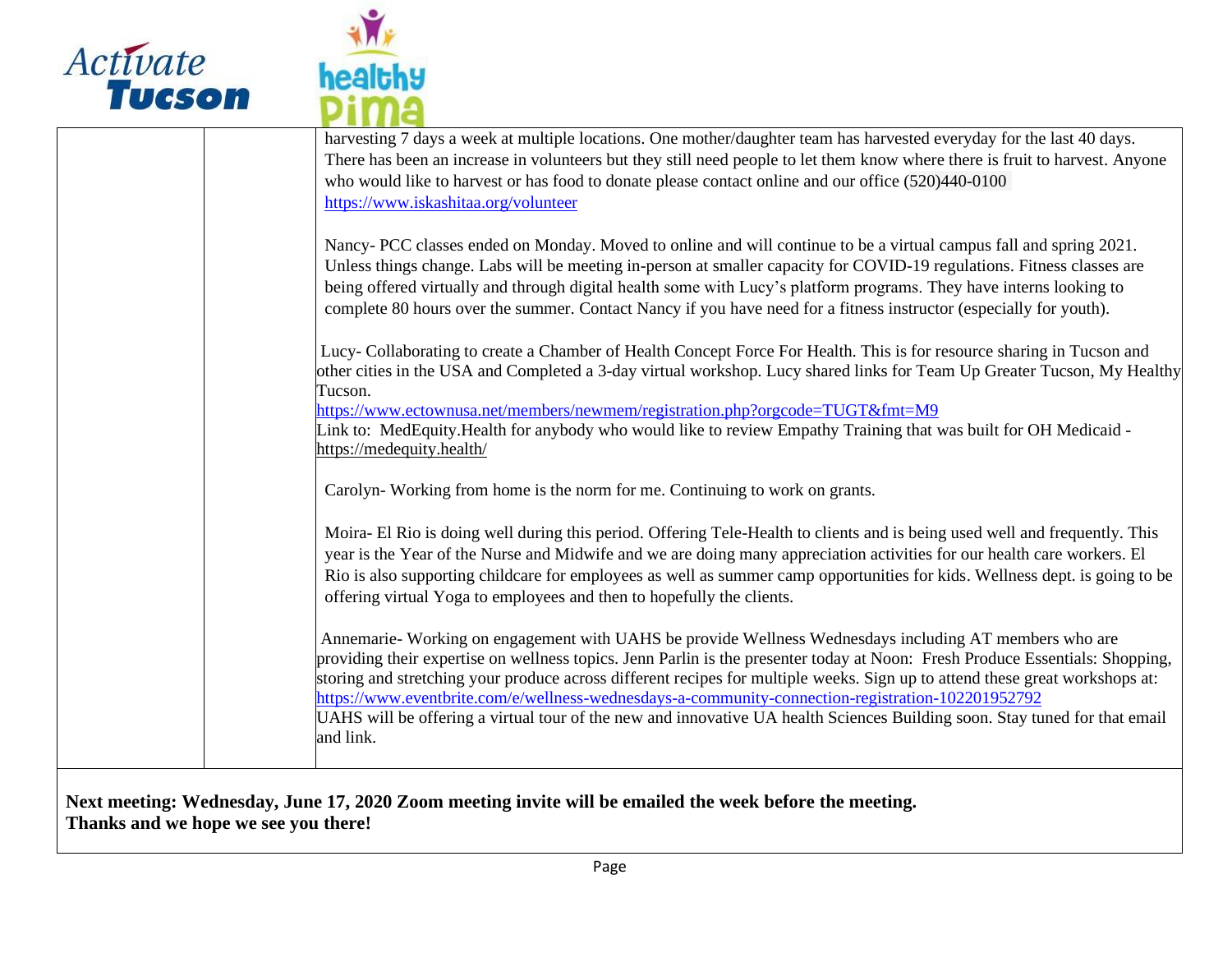| | | |
|---|---|---|
| | | harvesting 7 days a week at multiple locations. One mother/daughter team has harvested everyday for the last 40 days. There has been an increase in volunteers but they still need people to let them know where there is fruit to harvest. Anyone who would like to harvest or has food to donate please contact online and our office (520)440-0100 https://www.iskashitaa.org/volunteer<br><br>Nancy- PCC classes ended on Monday. Moved to online and will continue to be a virtual campus fall and spring 2021. Unless things change. Labs will be meeting in-person at smaller capacity for COVID-19 regulations. Fitness classes are being offered virtually and through digital health some with Lucy's platform programs. They have interns looking to complete 80 hours over the summer. Contact Nancy if you have need for a fitness instructor (especially for youth).<br><br>Lucy- Collaborating to create a Chamber of Health Concept Force For Health. This is for resource sharing in Tucson and other cities in the USA and Completed a 3-day virtual workshop. Lucy shared links for Team Up Greater Tucson, My Healthy Tucson.<br>https://www.ectownusa.net/members/newmem/registration.php?orgcode=TUGT&fmt=M9<br>Link to: MedEquity.Health for anybody who would like to review Empathy Training that was built for OH Medicaid - https://medequity.health/<br><br>Carolyn- Working from home is the norm for me. Continuing to work on grants.<br><br>Moira- El Rio is doing well during this period. Offering Tele-Health to clients and is being used well and frequently. This year is the Year of the Nurse and Midwife and we are doing many appreciation activities for our health care workers. El Rio is also supporting childcare for employees as well as summer camp opportunities for kids. Wellness dept. is going to be offering virtual Yoga to employees and then to hopefully the clients.<br><br>Annemarie- Working on engagement with UAHS be provide Wellness Wednesdays including AT members who are providing their expertise on wellness topics. Jenn Parlin is the presenter today at Noon: Fresh Produce Essentials: Shopping, storing and stretching your produce across different recipes for multiple weeks. Sign up to attend these great workshops at: https://www.eventbrite.com/e/wellness-wednesdays-a-community-connection-registration-102201952792<br>UAHS will be offering a virtual tour of the new and innovative UA health Sciences Building soon. Stay tuned for that email and link. |

**Next meeting: Wednesday, June 17, 2020 Zoom meeting invite will be emailed the week before the meeting.**
**Thanks and we hope we see you there!**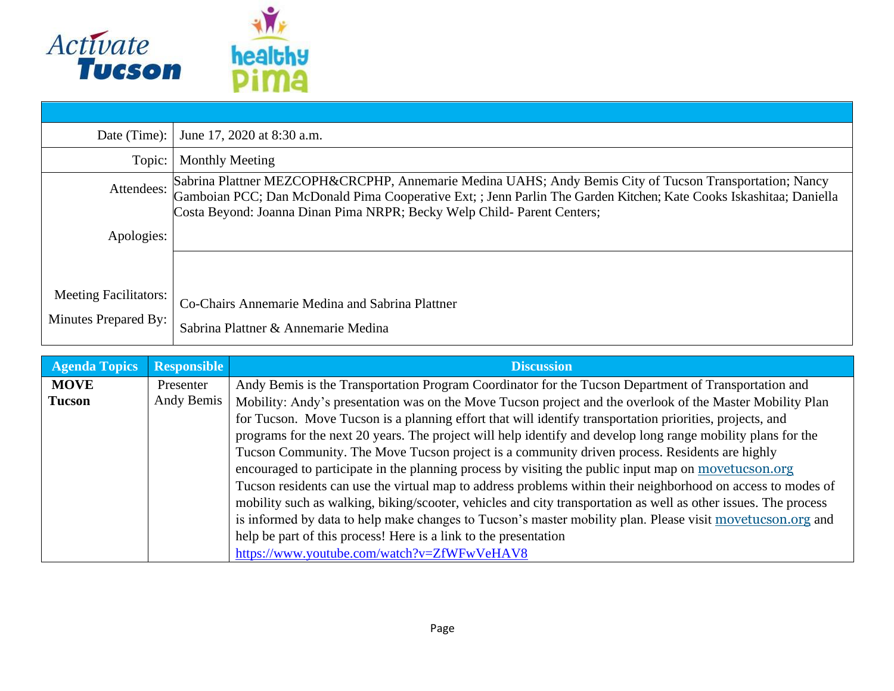| | |
|---|---|
| Date (Time): | June 17, 2020 at 8:30 a.m. |
| Topic: | Monthly Meeting |
| Attendees: | Sabrina Plattner MEZCOPH&CRCPHP, Annemarie Medina UAHS; Andy Bemis City of Tucson Transportation; Nancy Gamboian PCC; Dan McDonald Pima Cooperative Ext; ; Jenn Parlin The Garden Kitchen; Kate Cooks Iskashitaa; Daniella Costa Beyond: Joanna Dinan Pima NRPR; Becky Welp Child- Parent Centers; |
| Apologies: | |
| Meeting Facilitators: | Co-Chairs Annemarie Medina and Sabrina Plattner |
| Minutes Prepared By: | Sabrina Plattner & Annemarie Medina |

| Agenda Topics | Responsible | Discussion |
|---|---|---|
| **MOVE Tucson** | Presenter Andy Bemis | Andy Bemis is the Transportation Program Coordinator for the Tucson Department of Transportation and Mobility: Andy's presentation was on the Move Tucson project and the overlook of the Master Mobility Plan for Tucson. Move Tucson is a planning effort that will identify transportation priorities, projects, and programs for the next 20 years. The project will help identify and develop long range mobility plans for the Tucson Community. The Move Tucson project is a community driven process. Residents are highly encouraged to participate in the planning process by visiting the public input map on movetucson.org Tucson residents can use the virtual map to address problems within their neighborhood on access to modes of mobility such as walking, biking/scooter, vehicles and city transportation as well as other issues. The process is informed by data to help make changes to Tucson's master mobility plan. Please visit movetucson.org and help be part of this process! Here is a link to the presentation https://www.youtube.com/watch?v=ZfWFwVeHAV8 |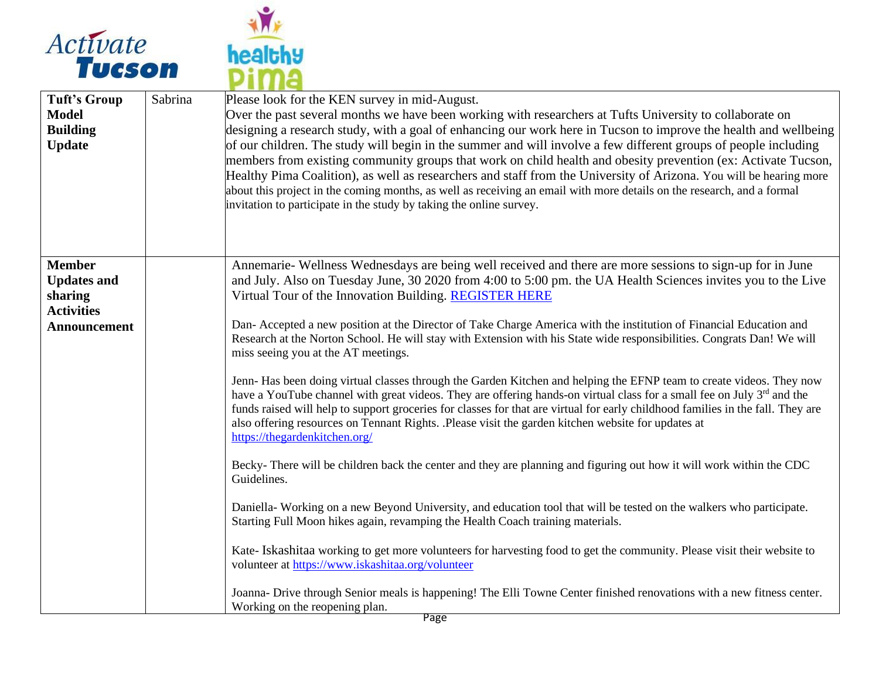| Tuft's Group Model Building Update | Sabrina | Please look for the KEN survey in mid-August.<br>Over the past several months we have been working with researchers at Tufts University to collaborate on designing a research study, with a goal of enhancing our work here in Tucson to improve the health and wellbeing of our children. The study will begin in the summer and will involve a few different groups of people including members from existing community groups that work on child health and obesity prevention (ex: Activate Tucson, Healthy Pima Coalition), as well as researchers and staff from the University of Arizona. You will be hearing more about this project in the coming months, as well as receiving an email with more details on the research, and a formal invitation to participate in the study by taking the online survey. |
|---|---|---|
| **Member Updates and sharing Activities Announcement** | | Annemarie- Wellness Wednesdays are being well received and there are more sessions to sign-up for in June and July. Also on Tuesday June, 30 2020 from 4:00 to 5:00 pm. the UA Health Sciences invites you to the Live Virtual Tour of the Innovation Building. REGISTER HERE<br><br>Dan- Accepted a new position at the Director of Take Charge America with the institution of Financial Education and Research at the Norton School. He will stay with Extension with his State wide responsibilities. Congrats Dan! We will miss seeing you at the AT meetings.<br><br>Jenn- Has been doing virtual classes through the Garden Kitchen and helping the EFNP team to create videos. They now have a YouTube channel with great videos. They are offering hands-on virtual class for a small fee on July 3rd and the funds raised will help to support groceries for classes for that are virtual for early childhood families in the fall. They are also offering resources on Tennant Rights. .Please visit the garden kitchen website for updates at https://thegardenkitchen.org/<br><br>Becky- There will be children back the center and they are planning and figuring out how it will work within the CDC Guidelines.<br><br>Daniella- Working on a new Beyond University, and education tool that will be tested on the walkers who participate. Starting Full Moon hikes again, revamping the Health Coach training materials.<br><br>Kate- Iskashitaa working to get more volunteers for harvesting food to get the community. Please visit their website to volunteer at https://www.iskashitaa.org/volunteer<br><br>Joanna- Drive through Senior meals is happening! The Elli Towne Center finished renovations with a new fitness center. Working on the reopening plan. |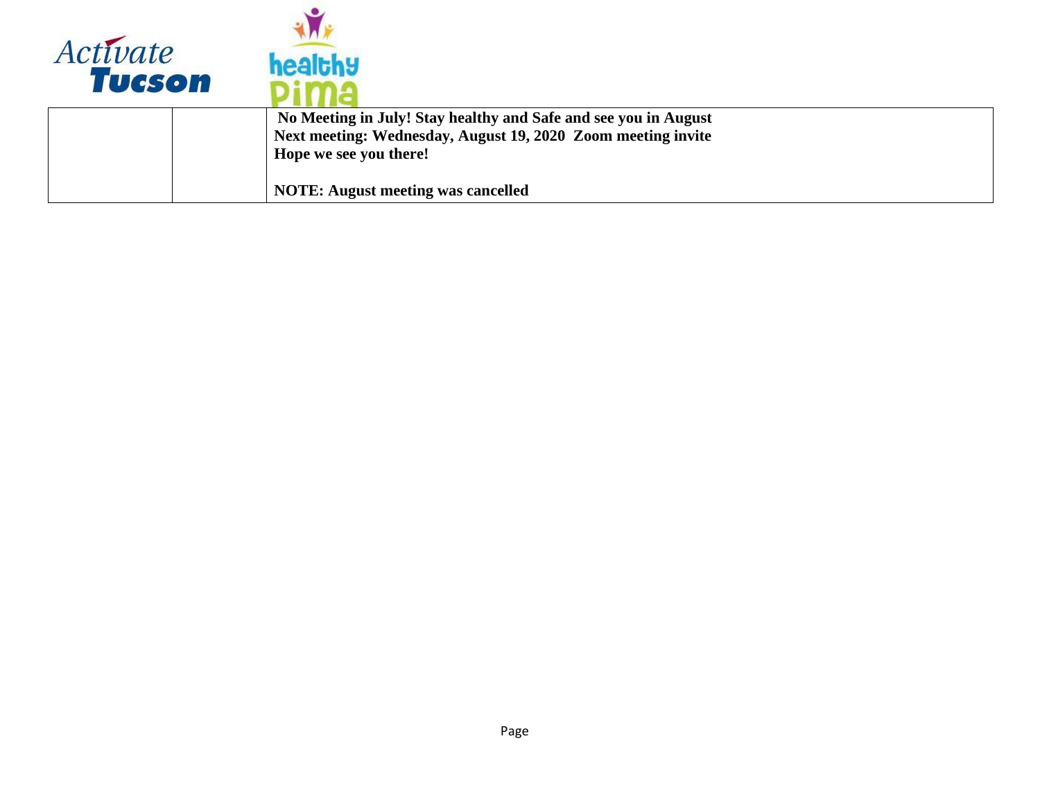| | | **No Meeting in July! Stay healthy and Safe and see you in August**<br>**Next meeting: Wednesday, August 19, 2020 Zoom meeting invite**<br>**Hope we see you there!**<br><br>**NOTE: August meeting was cancelled** |
|---|---|---|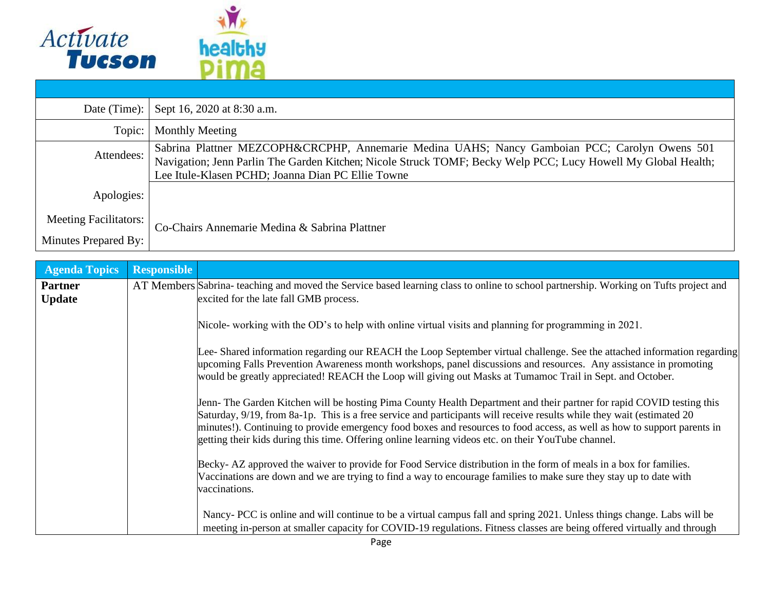Activate Tucson | healthy Pima

| | |
|---|---|
| Date (Time): | Sept 16, 2020 at 8:30 a.m. |
| Topic: | Monthly Meeting |
| Attendees: | Sabrina Plattner MEZCOPH&CRCPHP, Annemarie Medina UAHS; Nancy Gamboian PCC; Carolyn Owens 501 Navigation; Jenn Parlin The Garden Kitchen; Nicole Struck TOMF; Becky Welp PCC; Lucy Howell My Global Health; Lee Itule-Klasen PCHD; Joanna Dian PC Ellie Towne |
| Apologies: | |
| Meeting Facilitators: | Co-Chairs Annemarie Medina & Sabrina Plattner |
| Minutes Prepared By: | |

| Agenda Topics | Responsible | |
|---|---|---|
| **Partner Update** | AT Members | Sabrina- teaching and moved the Service based learning class to online to school partnership. Working on Tufts project and excited for the late fall GMB process.<br><br>Nicole- working with the OD's to help with online virtual visits and planning for programming in 2021.<br><br>Lee- Shared information regarding our REACH the Loop September virtual challenge. See the attached information regarding upcoming Falls Prevention Awareness month workshops, panel discussions and resources. Any assistance in promoting would be greatly appreciated! REACH the Loop will giving out Masks at Tumamoc Trail in Sept. and October.<br><br>Jenn- The Garden Kitchen will be hosting Pima County Health Department and their partner for rapid COVID testing this Saturday, 9/19, from 8a-1p. This is a free service and participants will receive results while they wait (estimated 20 minutes!). Continuing to provide emergency food boxes and resources to food access, as well as how to support parents in getting their kids during this time. Offering online learning videos etc. on their YouTube channel.<br><br>Becky- AZ approved the waiver to provide for Food Service distribution in the form of meals in a box for families. Vaccinations are down and we are trying to find a way to encourage families to make sure they stay up to date with vaccinations.<br><br>Nancy- PCC is online and will continue to be a virtual campus fall and spring 2021. Unless things change. Labs will be meeting in-person at smaller capacity for COVID-19 regulations. Fitness classes are being offered virtually and through |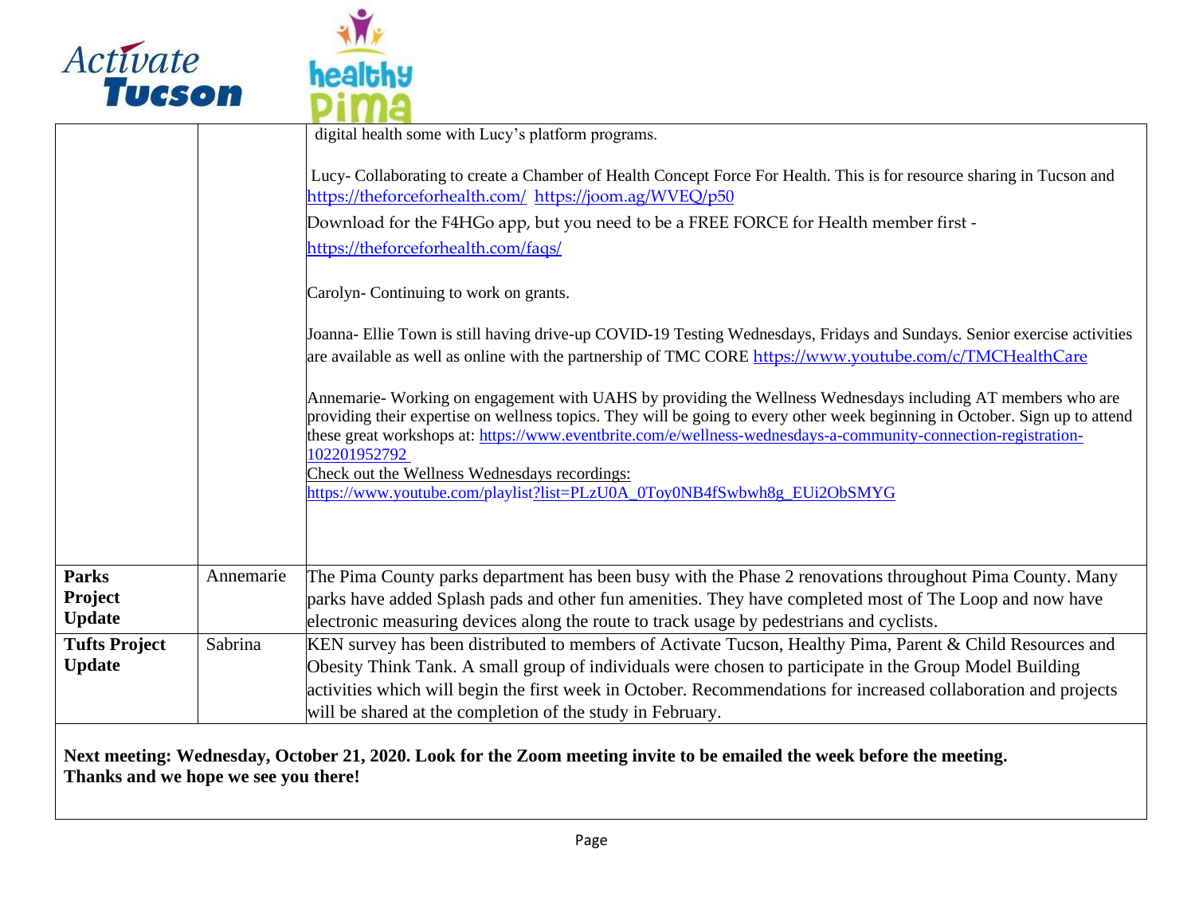| | | |
|---|---|---|
| | | digital health some with Lucy's platform programs.<br><br>Lucy- Collaborating to create a Chamber of Health Concept Force For Health. This is for resource sharing in Tucson and https://theforceforhealth.com/ https://joom.ag/WVEQ/p50<br>Download for the F4HGo app, but you need to be a FREE FORCE for Health member first - https://theforceforhealth.com/faqs/<br><br>Carolyn- Continuing to work on grants.<br><br>Joanna- Ellie Town is still having drive-up COVID-19 Testing Wednesdays, Fridays and Sundays. Senior exercise activities are available as well as online with the partnership of TMC CORE https://www.youtube.com/c/TMCHealthCare<br><br>Annemarie- Working on engagement with UAHS by providing the Wellness Wednesdays including AT members who are providing their expertise on wellness topics. They will be going to every other week beginning in October. Sign up to attend these great workshops at: https://www.eventbrite.com/e/wellness-wednesdays-a-community-connection-registration-102201952792<br>Check out the Wellness Wednesdays recordings:<br>https://www.youtube.com/playlist?list=PLzU0A_0Toy0NB4fSwbwh8g_EUi2ObSMYG |
| **Parks Project Update** | Annemarie | The Pima County parks department has been busy with the Phase 2 renovations throughout Pima County. Many parks have added Splash pads and other fun amenities. They have completed most of The Loop and now have electronic measuring devices along the route to track usage by pedestrians and cyclists. |
| **Tufts Project Update** | Sabrina | KEN survey has been distributed to members of Activate Tucson, Healthy Pima, Parent & Child Resources and Obesity Think Tank. A small group of individuals were chosen to participate in the Group Model Building activities which will begin the first week in October. Recommendations for increased collaboration and projects will be shared at the completion of the study in February. |

**Next meeting: Wednesday, October 21, 2020. Look for the Zoom meeting invite to be emailed the week before the meeting.**
**Thanks and we hope we see you there!**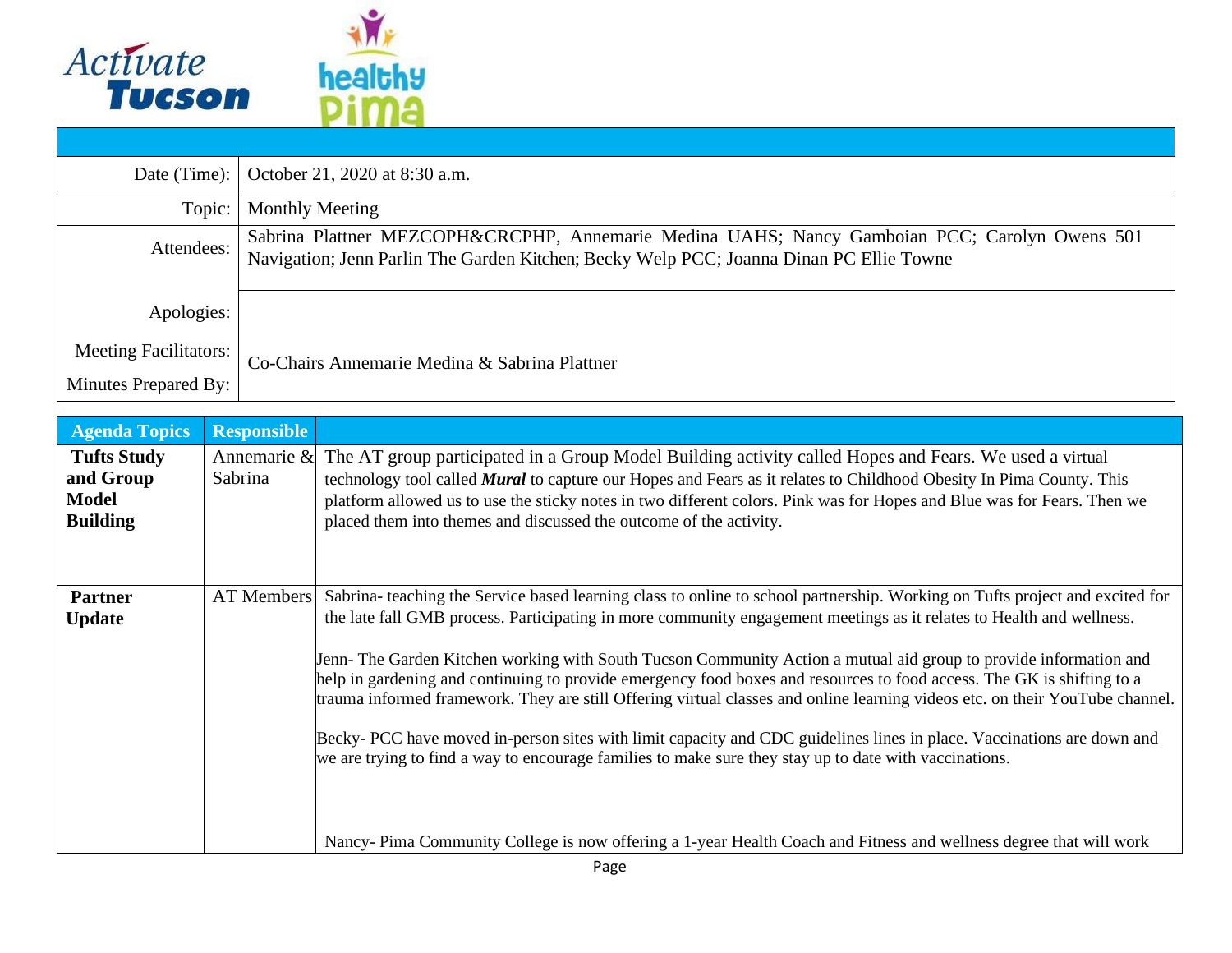Activate Tucson | healthy Pima

| | |
|---|---|
| Date (Time): | October 21, 2020 at 8:30 a.m. |
| Topic: | Monthly Meeting |
| Attendees: | Sabrina Plattner MEZCOPH&CRCPHP, Annemarie Medina UAHS; Nancy Gamboian PCC; Carolyn Owens 501 Navigation; Jenn Parlin The Garden Kitchen; Becky Welp PCC; Joanna Dinan PC Ellie Towne |
| Apologies: | |
| Meeting Facilitators: | Co-Chairs Annemarie Medina & Sabrina Plattner |
| Minutes Prepared By: | |

| Agenda Topics | Responsible | |
|---|---|---|
| **Tufts Study and Group Model Building** | Annemarie & Sabrina | The AT group participated in a Group Model Building activity called Hopes and Fears. We used a virtual technology tool called ***Mural*** to capture our Hopes and Fears as it relates to Childhood Obesity In Pima County. This platform allowed us to use the sticky notes in two different colors. Pink was for Hopes and Blue was for Fears. Then we placed them into themes and discussed the outcome of the activity. |
| **Partner Update** | AT Members | Sabrina- teaching the Service based learning class to online to school partnership. Working on Tufts project and excited for the late fall GMB process. Participating in more community engagement meetings as it relates to Health and wellness.<br><br>Jenn- The Garden Kitchen working with South Tucson Community Action a mutual aid group to provide information and help in gardening and continuing to provide emergency food boxes and resources to food access. The GK is shifting to a trauma informed framework. They are still Offering virtual classes and online learning videos etc. on their YouTube channel.<br><br>Becky- PCC have moved in-person sites with limit capacity and CDC guidelines lines in place. Vaccinations are down and we are trying to find a way to encourage families to make sure they stay up to date with vaccinations.<br><br>Nancy- Pima Community College is now offering a 1-year Health Coach and Fitness and wellness degree that will work |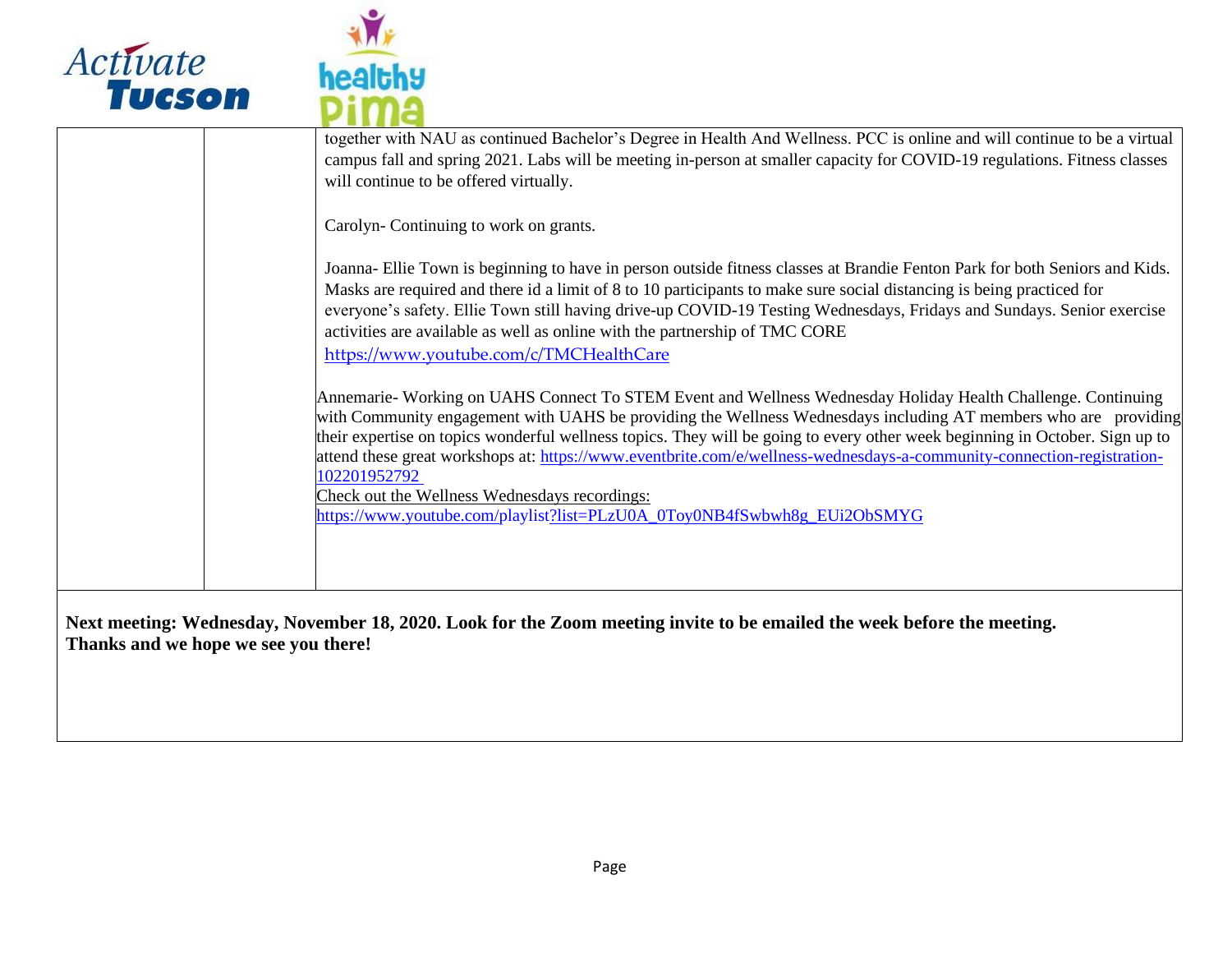| | | |
|---|---|---|
| | | together with NAU as continued Bachelor's Degree in Health And Wellness. PCC is online and will continue to be a virtual campus fall and spring 2021. Labs will be meeting in-person at smaller capacity for COVID-19 regulations. Fitness classes will continue to be offered virtually.<br><br>Carolyn- Continuing to work on grants.<br><br>Joanna- Ellie Town is beginning to have in person outside fitness classes at Brandie Fenton Park for both Seniors and Kids. Masks are required and there id a limit of 8 to 10 participants to make sure social distancing is being practiced for everyone's safety. Ellie Town still having drive-up COVID-19 Testing Wednesdays, Fridays and Sundays. Senior exercise activities are available as well as online with the partnership of TMC CORE https://www.youtube.com/c/TMCHealthCare<br><br>Annemarie- Working on UAHS Connect To STEM Event and Wellness Wednesday Holiday Health Challenge. Continuing with Community engagement with UAHS be providing the Wellness Wednesdays including AT members who are providing their expertise on topics wonderful wellness topics. They will be going to every other week beginning in October. Sign up to attend these great workshops at: https://www.eventbrite.com/e/wellness-wednesdays-a-community-connection-registration-102201952792<br>Check out the Wellness Wednesdays recordings:<br>https://www.youtube.com/playlist?list=PLzU0A_0Toy0NB4fSwbwh8g_EUi2ObSMYG |

**Next meeting: Wednesday, November 18, 2020. Look for the Zoom meeting invite to be emailed the week before the meeting. Thanks and we hope we see you there!**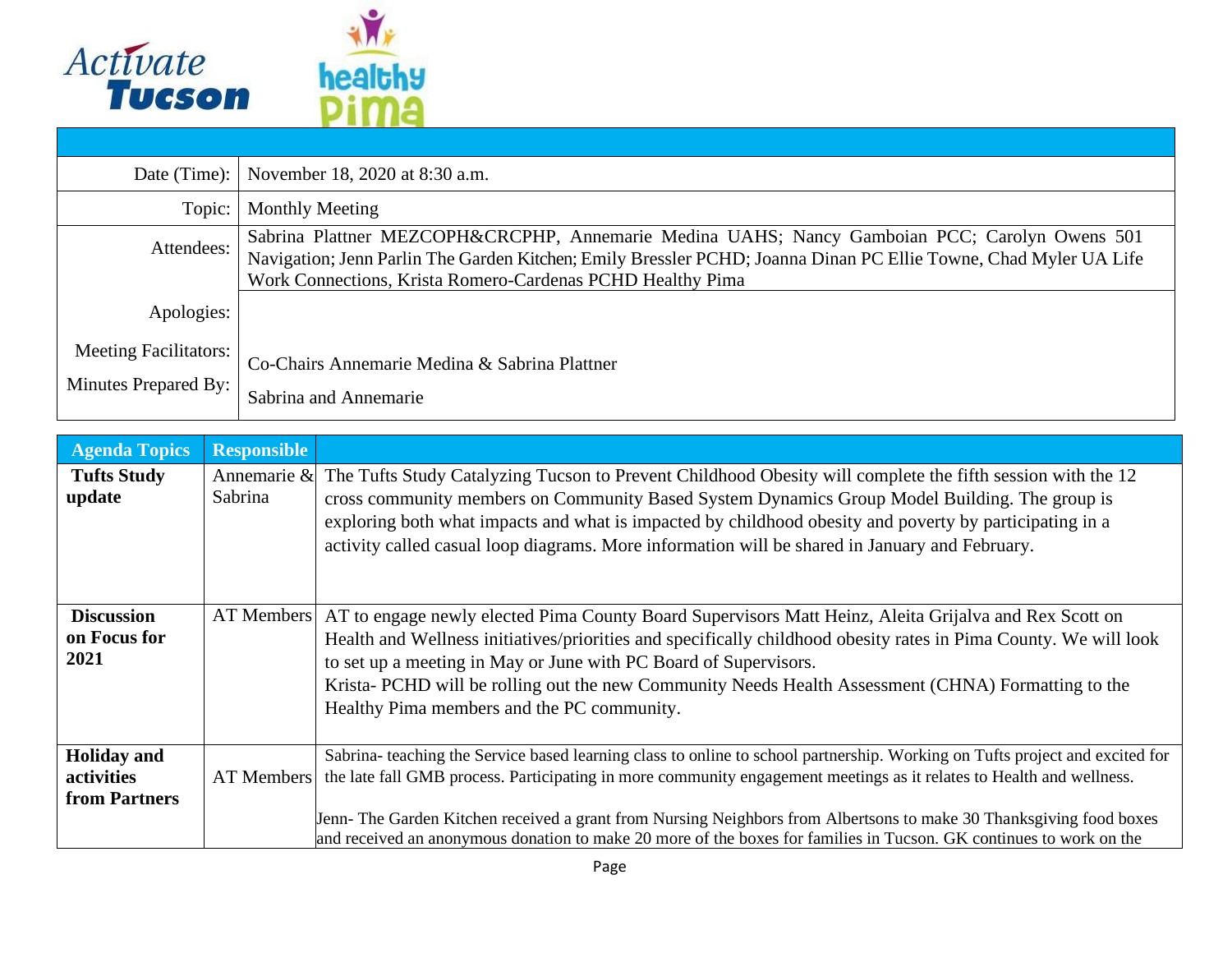| | |
|---|---|
| Date (Time): | November 18, 2020 at 8:30 a.m. |
| Topic: | Monthly Meeting |
| Attendees: | Sabrina Plattner MEZCOPH&CRCPHP, Annemarie Medina UAHS; Nancy Gamboian PCC; Carolyn Owens 501 Navigation; Jenn Parlin The Garden Kitchen; Emily Bressler PCHD; Joanna Dinan PC Ellie Towne, Chad Myler UA Life Work Connections, Krista Romero-Cardenas PCHD Healthy Pima |
| Apologies: | |
| Meeting Facilitators: | Co-Chairs Annemarie Medina & Sabrina Plattner |
| Minutes Prepared By: | Sabrina and Annemarie |

| Agenda Topics | Responsible | |
|---|---|---|
| **Tufts Study update** | Annemarie & Sabrina | The Tufts Study Catalyzing Tucson to Prevent Childhood Obesity will complete the fifth session with the 12 cross community members on Community Based System Dynamics Group Model Building. The group is exploring both what impacts and what is impacted by childhood obesity and poverty by participating in a activity called casual loop diagrams. More information will be shared in January and February. |
| **Discussion on Focus for 2021** | AT Members | AT to engage newly elected Pima County Board Supervisors Matt Heinz, Aleita Grijalva and Rex Scott on Health and Wellness initiatives/priorities and specifically childhood obesity rates in Pima County. We will look to set up a meeting in May or June with PC Board of Supervisors.<br>Krista- PCHD will be rolling out the new Community Needs Health Assessment (CHNA) Formatting to the Healthy Pima members and the PC community. |
| **Holiday and activities from Partners** | AT Members | Sabrina- teaching the Service based learning class to online to school partnership. Working on Tufts project and excited for the late fall GMB process. Participating in more community engagement meetings as it relates to Health and wellness.<br><br>Jenn- The Garden Kitchen received a grant from Nursing Neighbors from Albertsons to make 30 Thanksgiving food boxes and received an anonymous donation to make 20 more of the boxes for families in Tucson. GK continues to work on the |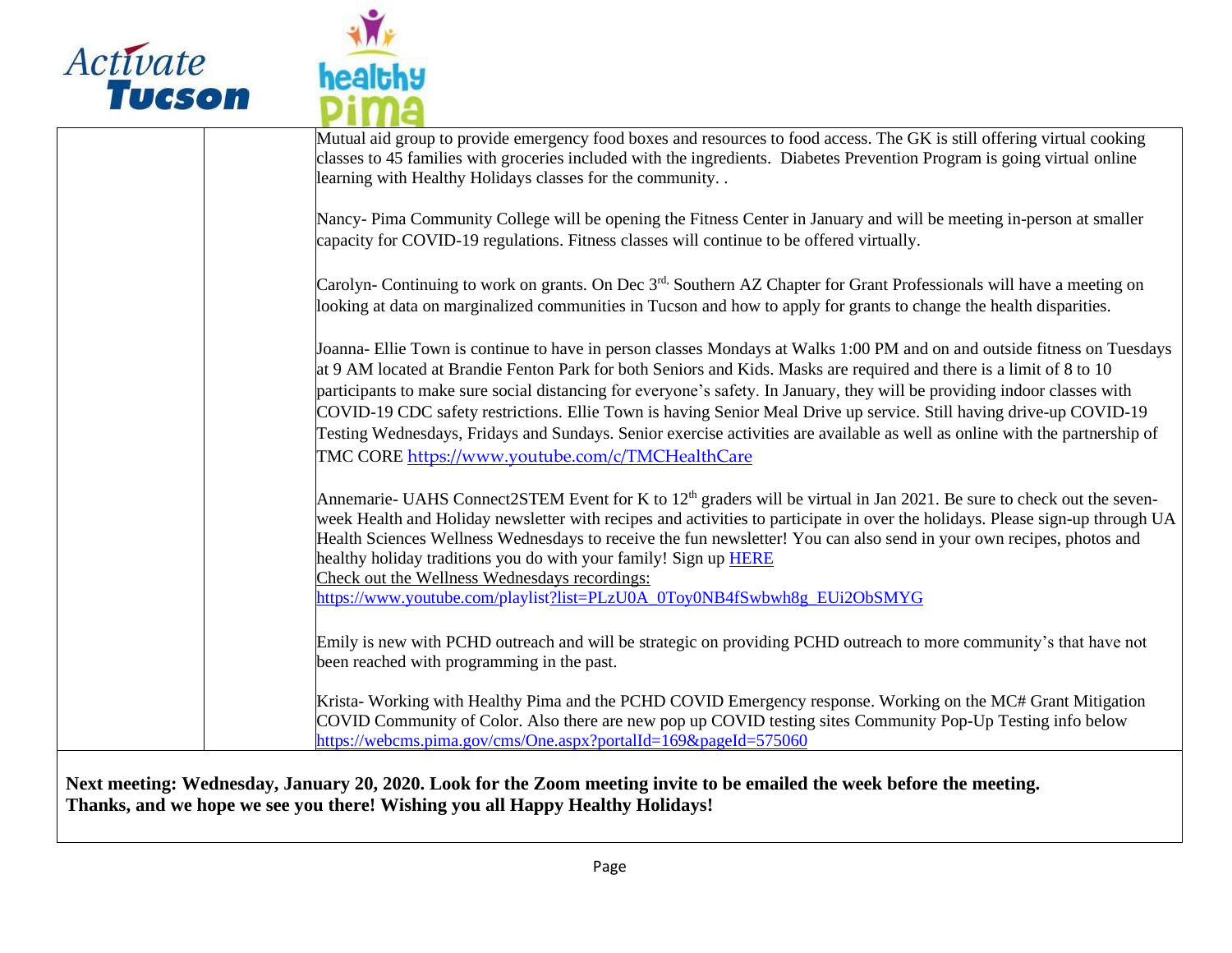| | | |
|---|---|---|
| | | Mutual aid group to provide emergency food boxes and resources to food access. The GK is still offering virtual cooking classes to 45 families with groceries included with the ingredients. Diabetes Prevention Program is going virtual online learning with Healthy Holidays classes for the community. .<br><br>Nancy- Pima Community College will be opening the Fitness Center in January and will be meeting in-person at smaller capacity for COVID-19 regulations. Fitness classes will continue to be offered virtually.<br><br>Carolyn- Continuing to work on grants. On Dec 3rd, Southern AZ Chapter for Grant Professionals will have a meeting on looking at data on marginalized communities in Tucson and how to apply for grants to change the health disparities.<br><br>Joanna- Ellie Town is continue to have in person classes Mondays at Walks 1:00 PM and on and outside fitness on Tuesdays at 9 AM located at Brandie Fenton Park for both Seniors and Kids. Masks are required and there is a limit of 8 to 10 participants to make sure social distancing for everyone's safety. In January, they will be providing indoor classes with COVID-19 CDC safety restrictions. Ellie Town is having Senior Meal Drive up service. Still having drive-up COVID-19 Testing Wednesdays, Fridays and Sundays. Senior exercise activities are available as well as online with the partnership of TMC CORE https://www.youtube.com/c/TMCHealthCare<br><br>Annemarie- UAHS Connect2STEM Event for K to 12th graders will be virtual in Jan 2021. Be sure to check out the seven-week Health and Holiday newsletter with recipes and activities to participate in over the holidays. Please sign-up through UA Health Sciences Wellness Wednesdays to receive the fun newsletter! You can also send in your own recipes, photos and healthy holiday traditions you do with your family! Sign up HERE<br>Check out the Wellness Wednesdays recordings:<br>https://www.youtube.com/playlist?list=PLzU0A_0Toy0NB4fSwbwh8g_EUi2ObSMYG<br><br>Emily is new with PCHD outreach and will be strategic on providing PCHD outreach to more community's that have not been reached with programming in the past.<br><br>Krista- Working with Healthy Pima and the PCHD COVID Emergency response. Working on the MC# Grant Mitigation COVID Community of Color. Also there are new pop up COVID testing sites Community Pop-Up Testing info below<br>https://webcms.pima.gov/cms/One.aspx?portalId=169&pageId=575060 |

**Next meeting: Wednesday, January 20, 2020. Look for the Zoom meeting invite to be emailed the week before the meeting.**
**Thanks, and we hope we see you there! Wishing you all Happy Healthy Holidays!**